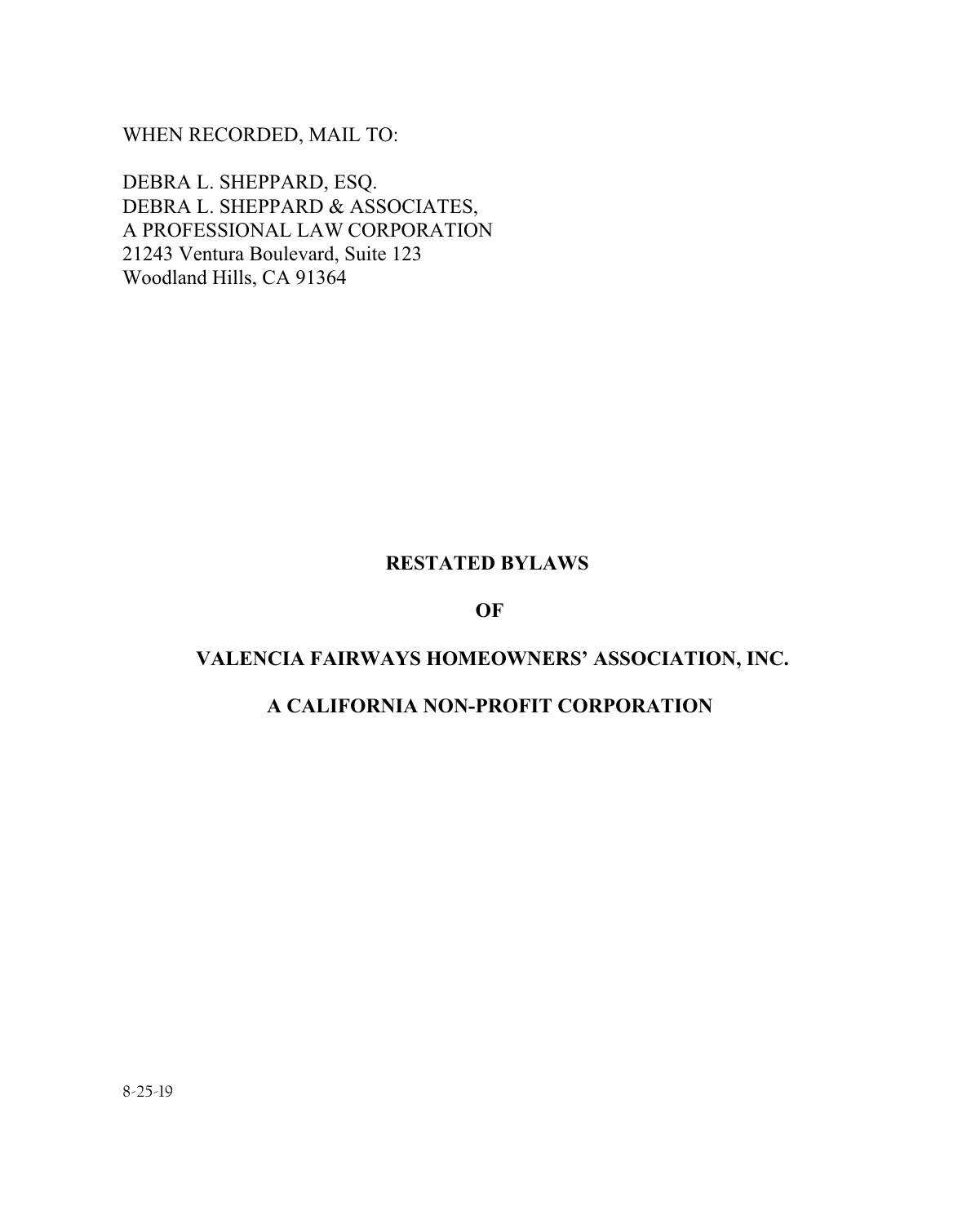WHEN RECORDED, MAIL TO:

DEBRA L. SHEPPARD, ESQ.
DEBRA L. SHEPPARD & ASSOCIATES,
A PROFESSIONAL LAW CORPORATION
21243 Ventura Boulevard, Suite 123
Woodland Hills, CA 91364

# RESTATED BYLAWS

# OF

# VALENCIA FAIRWAYS HOMEOWNERS' ASSOCIATION, INC.

# A CALIFORNIA NON-PROFIT CORPORATION

8-25-19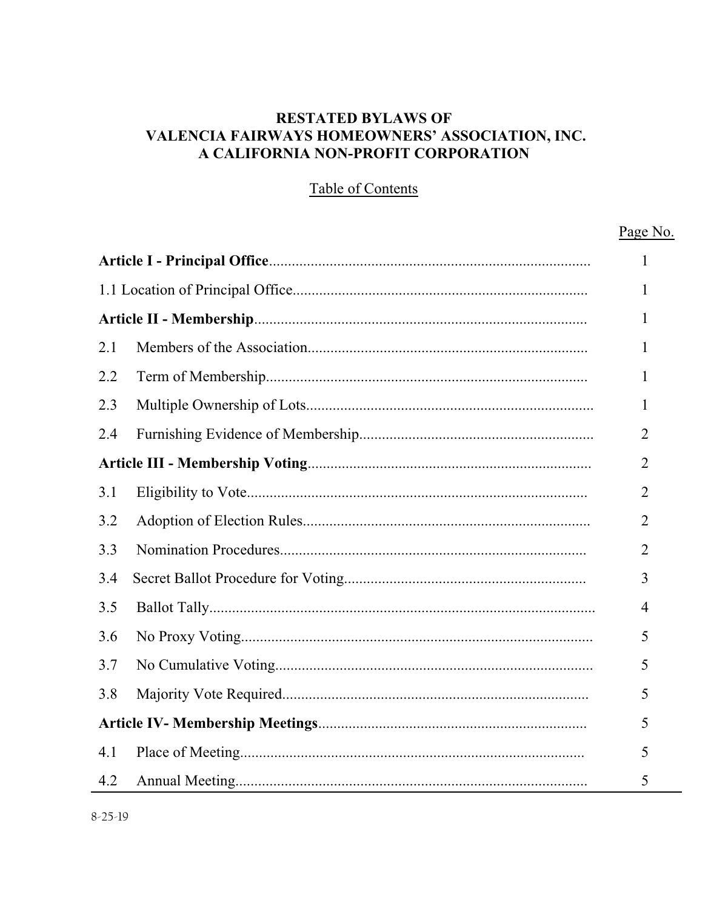# RESTATED BYLAWS OF VALENCIA FAIRWAYS HOMEOWNERS' ASSOCIATION, INC. A CALIFORNIA NON-PROFIT CORPORATION

Table of Contents

| | Page No. |
|---|---|
| **Article I - Principal Office** | 1 |
| 1.1 Location of Principal Office | 1 |
| **Article II - Membership** | 1 |
| 2.1 Members of the Association | 1 |
| 2.2 Term of Membership | 1 |
| 2.3 Multiple Ownership of Lots | 1 |
| 2.4 Furnishing Evidence of Membership | 2 |
| **Article III - Membership Voting** | 2 |
| 3.1 Eligibility to Vote | 2 |
| 3.2 Adoption of Election Rules | 2 |
| 3.3 Nomination Procedures | 2 |
| 3.4 Secret Ballot Procedure for Voting | 3 |
| 3.5 Ballot Tally | 4 |
| 3.6 No Proxy Voting | 5 |
| 3.7 No Cumulative Voting | 5 |
| 3.8 Majority Vote Required | 5 |
| **Article IV- Membership Meetings** | 5 |
| 4.1 Place of Meeting | 5 |
| 4.2 Annual Meeting | 5 |

8-25-19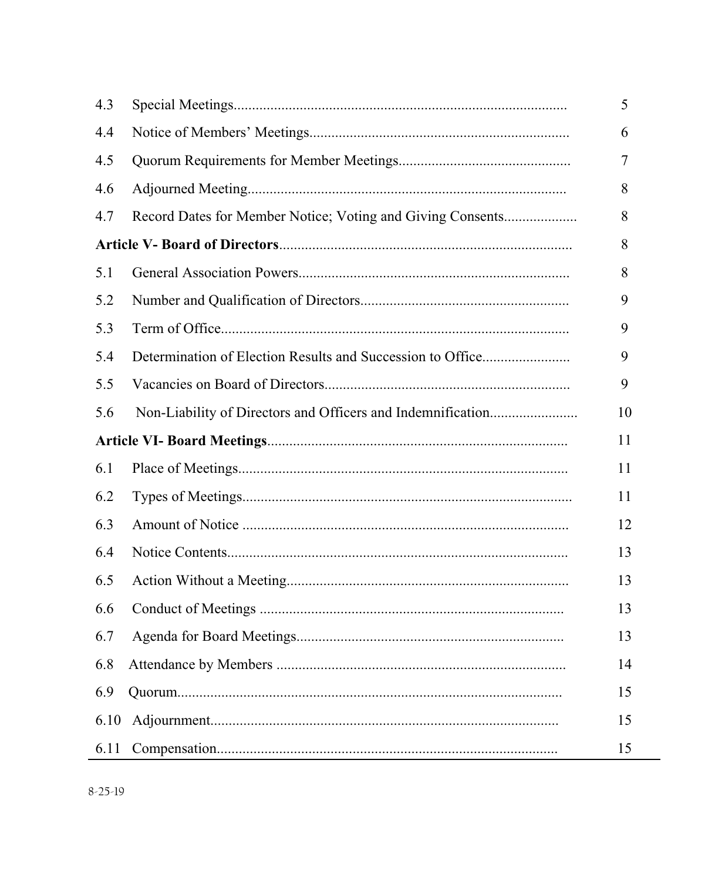| | | |
|---|---|---|
| 4.3 | Special Meetings......................................................................................... | 5 |
| 4.4 | Notice of Members' Meetings..................................................................... | 6 |
| 4.5 | Quorum Requirements for Member Meetings............................................. | 7 |
| 4.6 | Adjourned Meeting..................................................................................... | 8 |
| 4.7 | Record Dates for Member Notice; Voting and Giving Consents................... | 8 |
| **Article V- Board of Directors**............................................................................... | | 8 |
| 5.1 | General Association Powers......................................................................... | 8 |
| 5.2 | Number and Qualification of Directors........................................................ | 9 |
| 5.3 | Term of Office............................................................................................. | 9 |
| 5.4 | Determination of Election Results and Succession to Office....................... | 9 |
| 5.5 | Vacancies on Board of Directors................................................................. | 9 |
| 5.6 | Non-Liability of Directors and Officers and Indemnification....................... | 10 |
| **Article VI- Board Meetings**................................................................................. | | 11 |
| 6.1 | Place of Meetings........................................................................................ | 11 |
| 6.2 | Types of Meetings........................................................................................ | 11 |
| 6.3 | Amount of Notice ........................................................................................ | 12 |
| 6.4 | Notice Contents........................................................................................... | 13 |
| 6.5 | Action Without a Meeting............................................................................ | 13 |
| 6.6 | Conduct of Meetings ................................................................................... | 13 |
| 6.7 | Agenda for Board Meetings......................................................................... | 13 |
| 6.8 | Attendance by Members .............................................................................. | 14 |
| 6.9 | Quorum........................................................................................................ | 15 |
| 6.10 | Adjournment................................................................................................ | 15 |
| 6.11 | Compensation.............................................................................................. | 15 |

8-25-19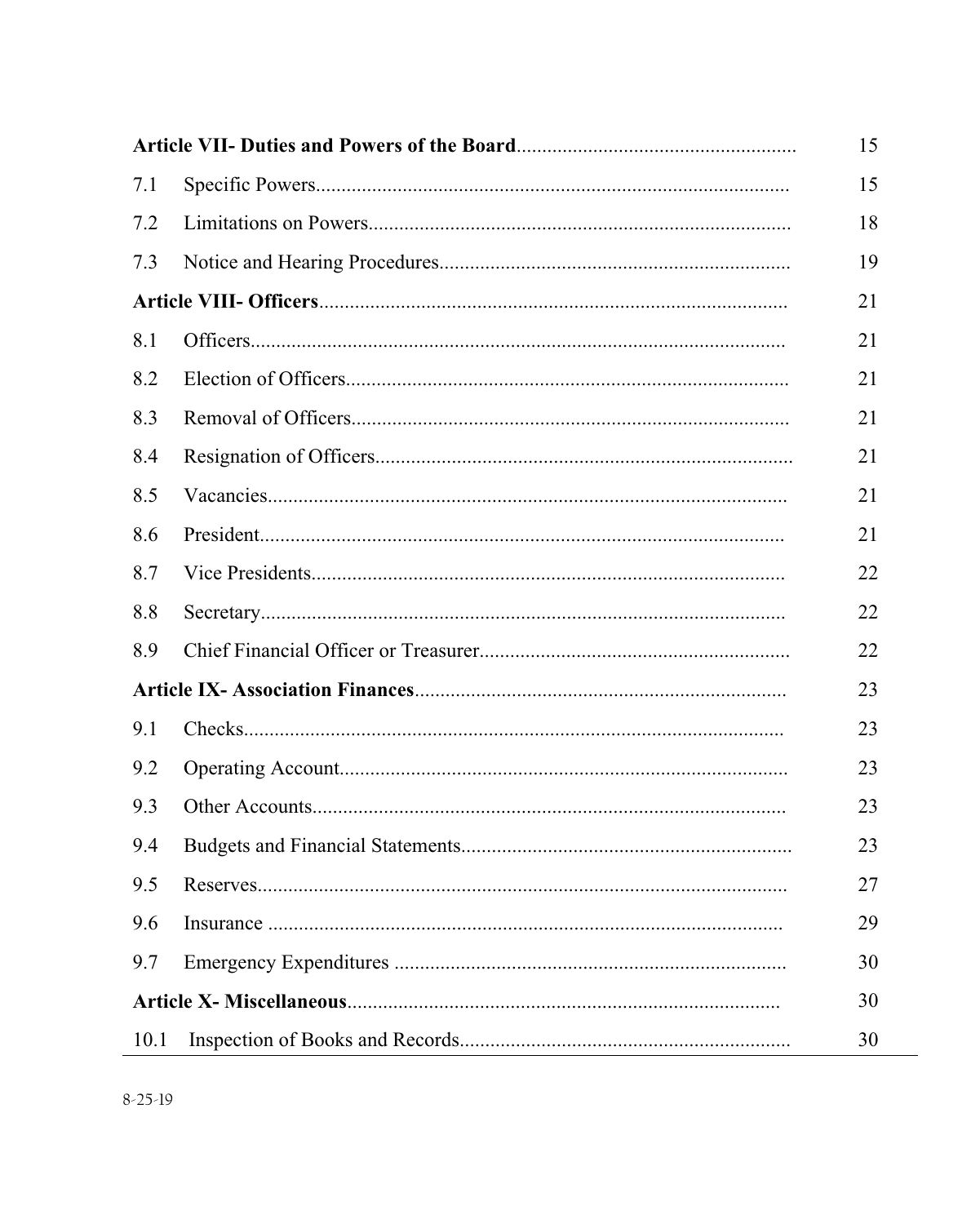| | | |
|---|---|---|
| **Article VII- Duties and Powers of the Board** | | 15 |
| 7.1 | Specific Powers | 15 |
| 7.2 | Limitations on Powers | 18 |
| 7.3 | Notice and Hearing Procedures | 19 |
| **Article VIII- Officers** | | 21 |
| 8.1 | Officers | 21 |
| 8.2 | Election of Officers | 21 |
| 8.3 | Removal of Officers | 21 |
| 8.4 | Resignation of Officers | 21 |
| 8.5 | Vacancies | 21 |
| 8.6 | President | 21 |
| 8.7 | Vice Presidents | 22 |
| 8.8 | Secretary | 22 |
| 8.9 | Chief Financial Officer or Treasurer | 22 |
| **Article IX- Association Finances** | | 23 |
| 9.1 | Checks | 23 |
| 9.2 | Operating Account | 23 |
| 9.3 | Other Accounts | 23 |
| 9.4 | Budgets and Financial Statements | 23 |
| 9.5 | Reserves | 27 |
| 9.6 | Insurance | 29 |
| 9.7 | Emergency Expenditures | 30 |
| **Article X- Miscellaneous** | | 30 |
| 10.1 | Inspection of Books and Records | 30 |

8-25-19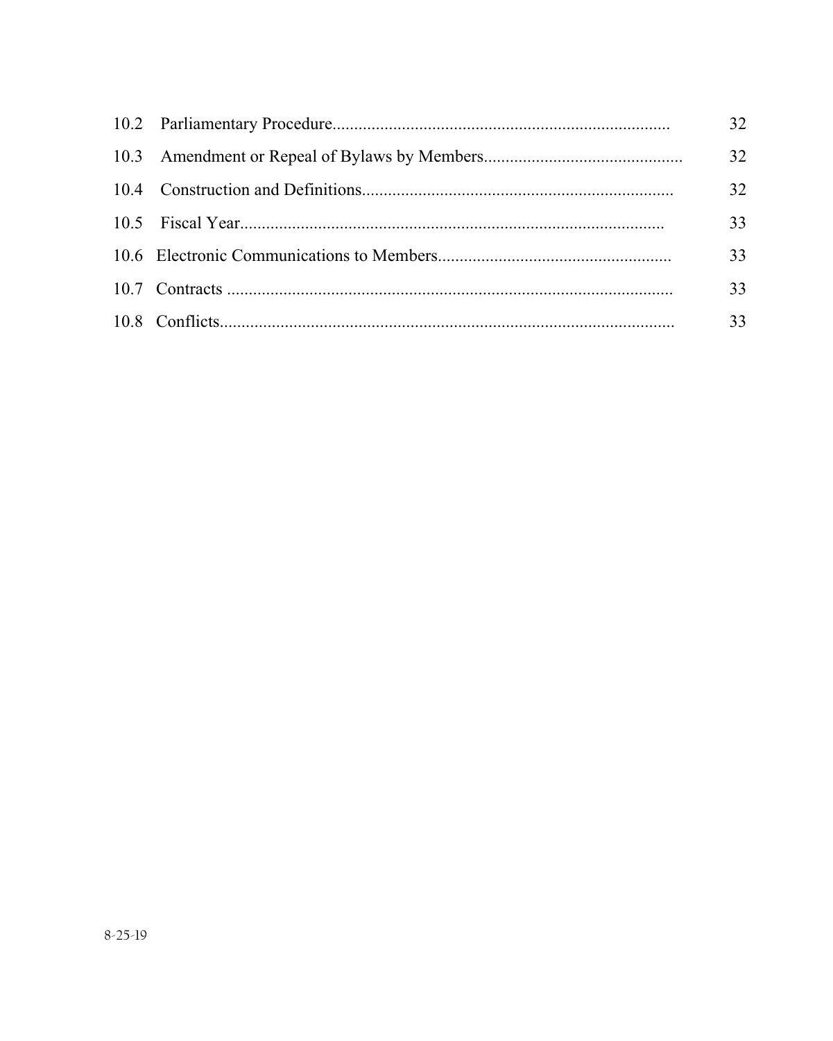| | | |
|---|---|---|
| 10.2 | Parliamentary Procedure | 32 |
| 10.3 | Amendment or Repeal of Bylaws by Members | 32 |
| 10.4 | Construction and Definitions | 32 |
| 10.5 | Fiscal Year | 33 |
| 10.6 | Electronic Communications to Members | 33 |
| 10.7 | Contracts | 33 |
| 10.8 | Conflicts | 33 |

8-25-19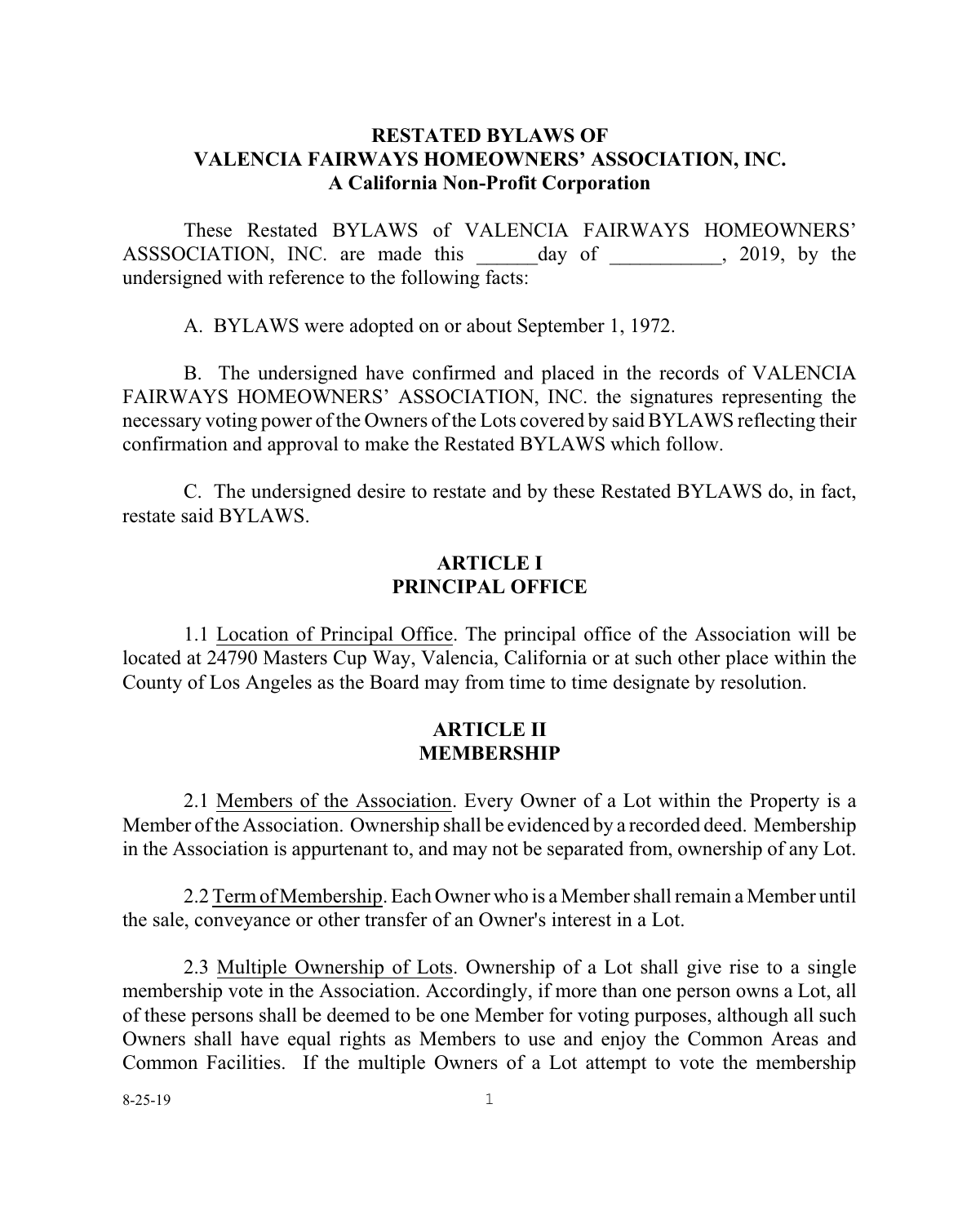# RESTATED BYLAWS OF VALENCIA FAIRWAYS HOMEOWNERS' ASSOCIATION, INC.
**A California Non-Profit Corporation**

These Restated BYLAWS of VALENCIA FAIRWAYS HOMEOWNERS' ASSSOCIATION, INC. are made this ______day of ___________, 2019, by the undersigned with reference to the following facts:

A. BYLAWS were adopted on or about September 1, 1972.

B. The undersigned have confirmed and placed in the records of VALENCIA FAIRWAYS HOMEOWNERS' ASSOCIATION, INC. the signatures representing the necessary voting power of the Owners of the Lots covered by said BYLAWS reflecting their confirmation and approval to make the Restated BYLAWS which follow.

C. The undersigned desire to restate and by these Restated BYLAWS do, in fact, restate said BYLAWS.

## ARTICLE I
## PRINCIPAL OFFICE

1.1 Location of Principal Office. The principal office of the Association will be located at 24790 Masters Cup Way, Valencia, California or at such other place within the County of Los Angeles as the Board may from time to time designate by resolution.

## ARTICLE II
## MEMBERSHIP

2.1 Members of the Association. Every Owner of a Lot within the Property is a Member of the Association. Ownership shall be evidenced by a recorded deed. Membership in the Association is appurtenant to, and may not be separated from, ownership of any Lot.

2.2 Term of Membership. Each Owner who is a Member shall remain a Member until the sale, conveyance or other transfer of an Owner's interest in a Lot.

2.3 Multiple Ownership of Lots. Ownership of a Lot shall give rise to a single membership vote in the Association. Accordingly, if more than one person owns a Lot, all of these persons shall be deemed to be one Member for voting purposes, although all such Owners shall have equal rights as Members to use and enjoy the Common Areas and Common Facilities. If the multiple Owners of a Lot attempt to vote the membership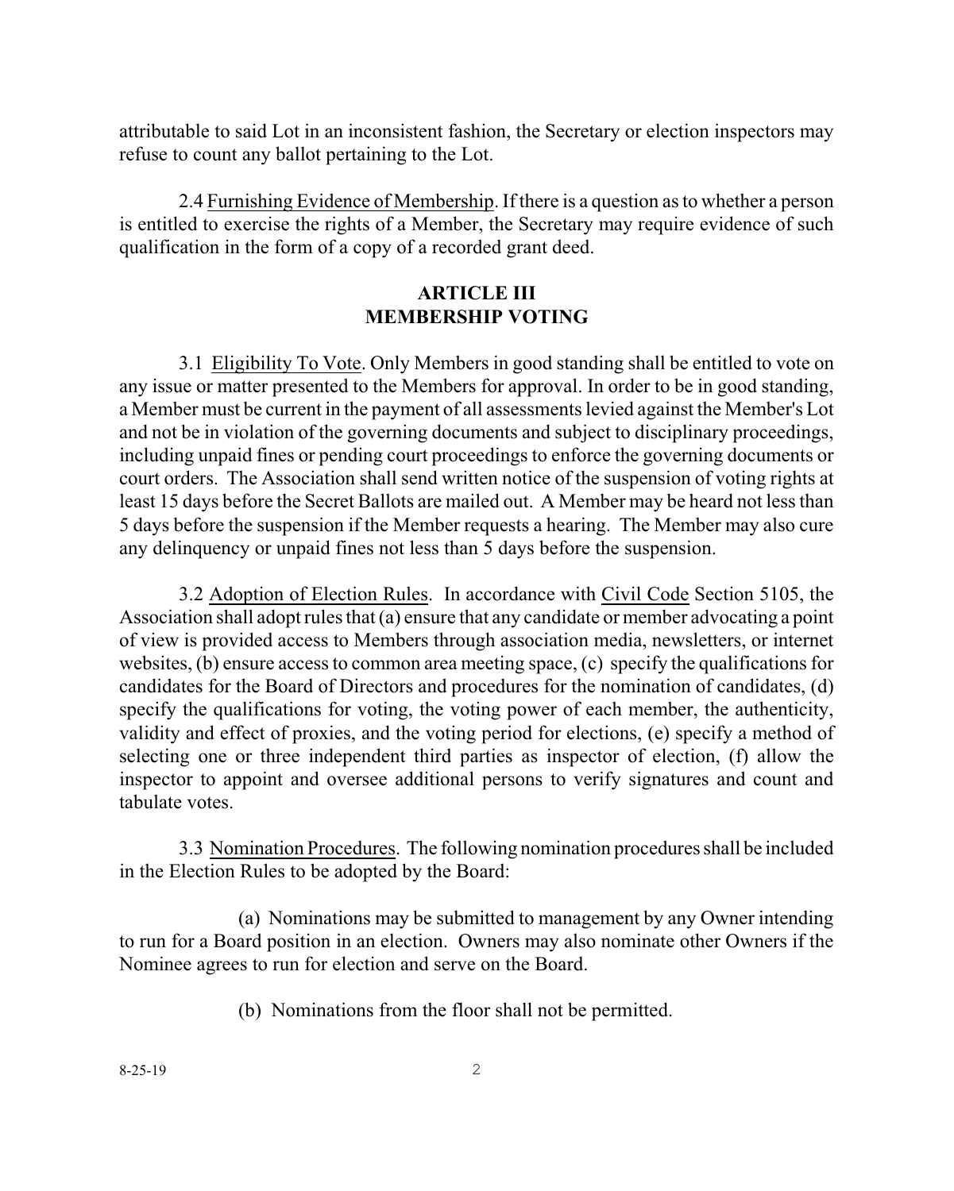attributable to said Lot in an inconsistent fashion, the Secretary or election inspectors may refuse to count any ballot pertaining to the Lot.

2.4 Furnishing Evidence of Membership. If there is a question as to whether a person is entitled to exercise the rights of a Member, the Secretary may require evidence of such qualification in the form of a copy of a recorded grant deed.

## ARTICLE III
## MEMBERSHIP VOTING

3.1 Eligibility To Vote. Only Members in good standing shall be entitled to vote on any issue or matter presented to the Members for approval. In order to be in good standing, a Member must be current in the payment of all assessments levied against the Member's Lot and not be in violation of the governing documents and subject to disciplinary proceedings, including unpaid fines or pending court proceedings to enforce the governing documents or court orders. The Association shall send written notice of the suspension of voting rights at least 15 days before the Secret Ballots are mailed out. A Member may be heard not less than 5 days before the suspension if the Member requests a hearing. The Member may also cure any delinquency or unpaid fines not less than 5 days before the suspension.

3.2 Adoption of Election Rules. In accordance with Civil Code Section 5105, the Association shall adopt rules that (a) ensure that any candidate or member advocating a point of view is provided access to Members through association media, newsletters, or internet websites, (b) ensure access to common area meeting space, (c) specify the qualifications for candidates for the Board of Directors and procedures for the nomination of candidates, (d) specify the qualifications for voting, the voting power of each member, the authenticity, validity and effect of proxies, and the voting period for elections, (e) specify a method of selecting one or three independent third parties as inspector of election, (f) allow the inspector to appoint and oversee additional persons to verify signatures and count and tabulate votes.

3.3 Nomination Procedures. The following nomination procedures shall be included in the Election Rules to be adopted by the Board:

(a) Nominations may be submitted to management by any Owner intending to run for a Board position in an election. Owners may also nominate other Owners if the Nominee agrees to run for election and serve on the Board.

(b) Nominations from the floor shall not be permitted.

8-25-19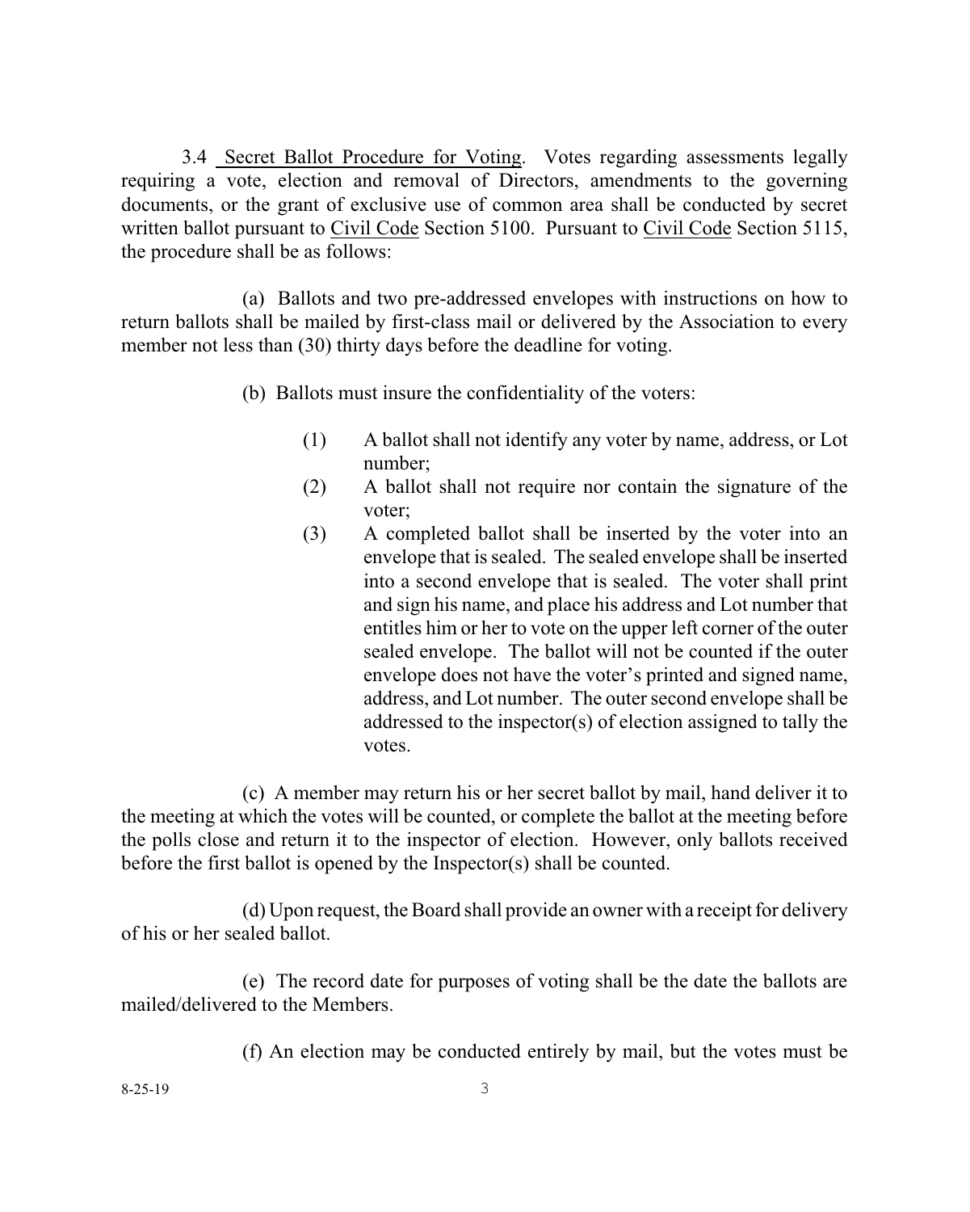3.4 <u>Secret Ballot Procedure for Voting</u>. Votes regarding assessments legally requiring a vote, election and removal of Directors, amendments to the governing documents, or the grant of exclusive use of common area shall be conducted by secret written ballot pursuant to <u>Civil Code</u> Section 5100. Pursuant to <u>Civil Code</u> Section 5115, the procedure shall be as follows:

(a) Ballots and two pre-addressed envelopes with instructions on how to return ballots shall be mailed by first-class mail or delivered by the Association to every member not less than (30) thirty days before the deadline for voting.

(b) Ballots must insure the confidentiality of the voters:

(1) A ballot shall not identify any voter by name, address, or Lot number;

(2) A ballot shall not require nor contain the signature of the voter;

(3) A completed ballot shall be inserted by the voter into an envelope that is sealed. The sealed envelope shall be inserted into a second envelope that is sealed. The voter shall print and sign his name, and place his address and Lot number that entitles him or her to vote on the upper left corner of the outer sealed envelope. The ballot will not be counted if the outer envelope does not have the voter's printed and signed name, address, and Lot number. The outer second envelope shall be addressed to the inspector(s) of election assigned to tally the votes.

(c) A member may return his or her secret ballot by mail, hand deliver it to the meeting at which the votes will be counted, or complete the ballot at the meeting before the polls close and return it to the inspector of election. However, only ballots received before the first ballot is opened by the Inspector(s) shall be counted.

(d) Upon request, the Board shall provide an owner with a receipt for delivery of his or her sealed ballot.

(e) The record date for purposes of voting shall be the date the ballots are mailed/delivered to the Members.

(f) An election may be conducted entirely by mail, but the votes must be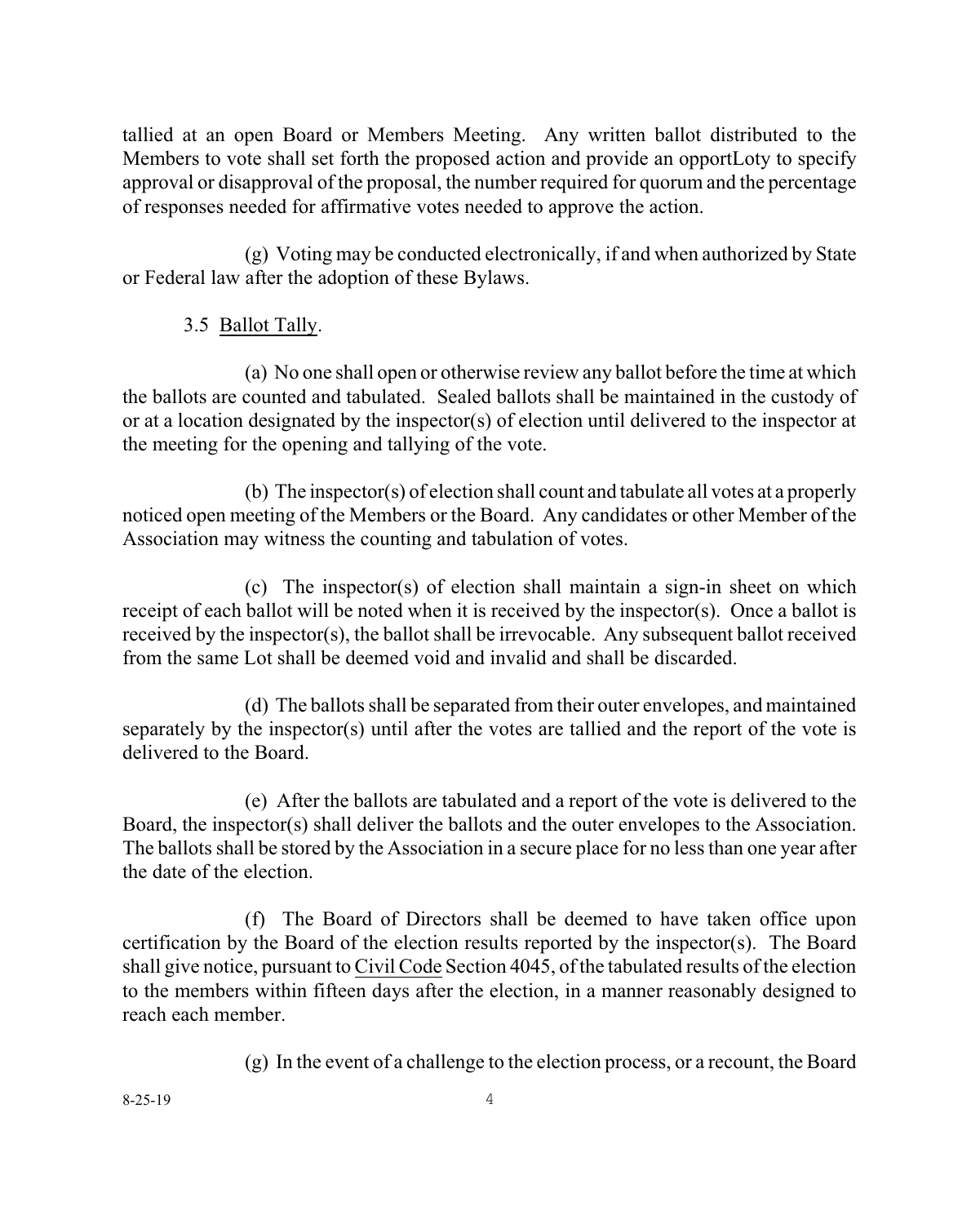tallied at an open Board or Members Meeting. Any written ballot distributed to the Members to vote shall set forth the proposed action and provide an opportLoty to specify approval or disapproval of the proposal, the number required for quorum and the percentage of responses needed for affirmative votes needed to approve the action.

(g) Voting may be conducted electronically, if and when authorized by State or Federal law after the adoption of these Bylaws.

3.5 Ballot Tally.

(a) No one shall open or otherwise review any ballot before the time at which the ballots are counted and tabulated. Sealed ballots shall be maintained in the custody of or at a location designated by the inspector(s) of election until delivered to the inspector at the meeting for the opening and tallying of the vote.

(b) The inspector(s) of election shall count and tabulate all votes at a properly noticed open meeting of the Members or the Board. Any candidates or other Member of the Association may witness the counting and tabulation of votes.

(c) The inspector(s) of election shall maintain a sign-in sheet on which receipt of each ballot will be noted when it is received by the inspector(s). Once a ballot is received by the inspector(s), the ballot shall be irrevocable. Any subsequent ballot received from the same Lot shall be deemed void and invalid and shall be discarded.

(d) The ballots shall be separated from their outer envelopes, and maintained separately by the inspector(s) until after the votes are tallied and the report of the vote is delivered to the Board.

(e) After the ballots are tabulated and a report of the vote is delivered to the Board, the inspector(s) shall deliver the ballots and the outer envelopes to the Association. The ballots shall be stored by the Association in a secure place for no less than one year after the date of the election.

(f) The Board of Directors shall be deemed to have taken office upon certification by the Board of the election results reported by the inspector(s). The Board shall give notice, pursuant to Civil Code Section 4045, of the tabulated results of the election to the members within fifteen days after the election, in a manner reasonably designed to reach each member.

(g) In the event of a challenge to the election process, or a recount, the Board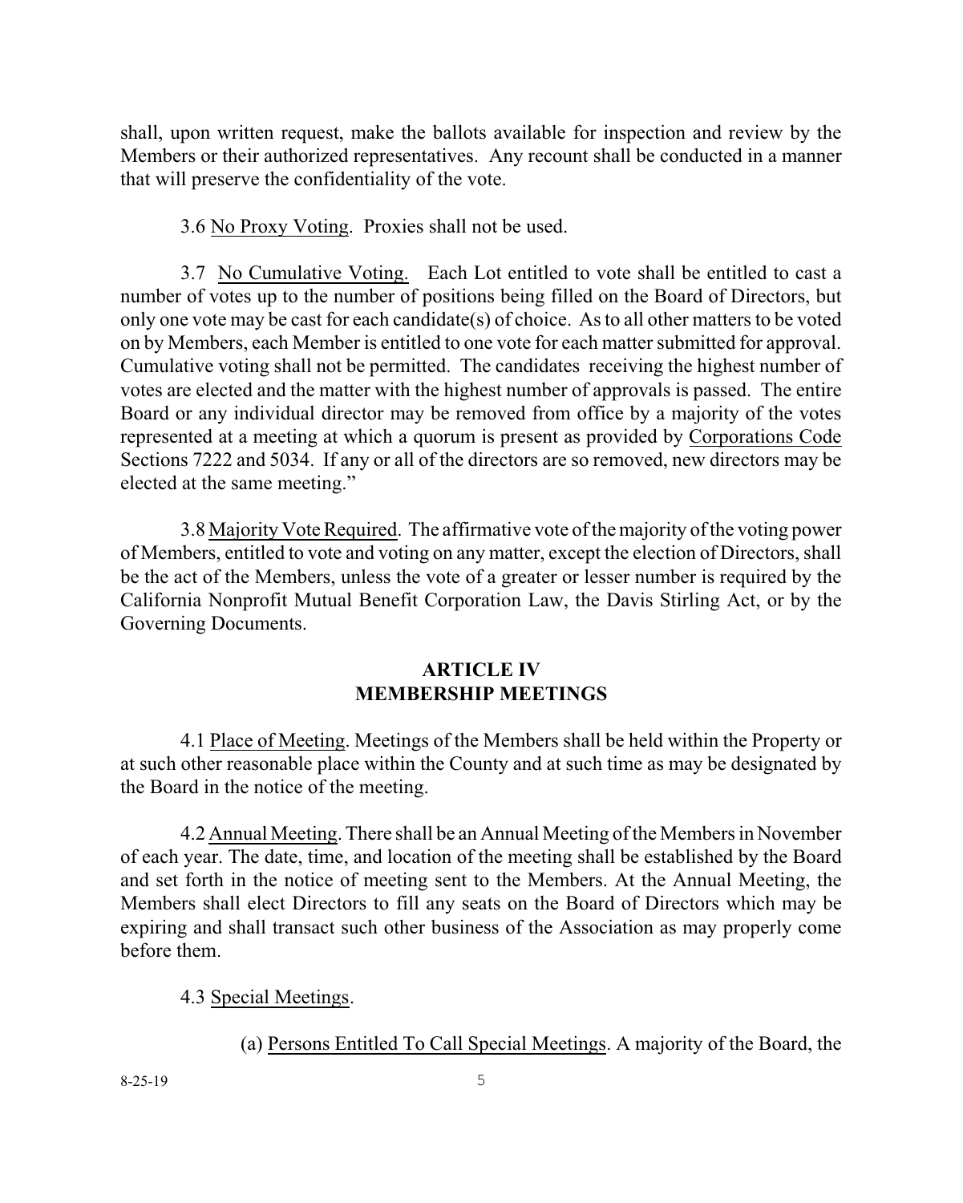shall, upon written request, make the ballots available for inspection and review by the Members or their authorized representatives. Any recount shall be conducted in a manner that will preserve the confidentiality of the vote.

3.6 <u>No Proxy Voting</u>. Proxies shall not be used.

3.7 <u>No Cumulative Voting.</u> Each Lot entitled to vote shall be entitled to cast a number of votes up to the number of positions being filled on the Board of Directors, but only one vote may be cast for each candidate(s) of choice. As to all other matters to be voted on by Members, each Member is entitled to one vote for each matter submitted for approval. Cumulative voting shall not be permitted. The candidates receiving the highest number of votes are elected and the matter with the highest number of approvals is passed. The entire Board or any individual director may be removed from office by a majority of the votes represented at a meeting at which a quorum is present as provided by <u>Corporations Code</u> Sections 7222 and 5034. If any or all of the directors are so removed, new directors may be elected at the same meeting."

3.8 <u>Majority Vote Required</u>. The affirmative vote of the majority of the voting power of Members, entitled to vote and voting on any matter, except the election of Directors, shall be the act of the Members, unless the vote of a greater or lesser number is required by the California Nonprofit Mutual Benefit Corporation Law, the Davis Stirling Act, or by the Governing Documents.

## ARTICLE IV
## MEMBERSHIP MEETINGS

4.1 <u>Place of Meeting</u>. Meetings of the Members shall be held within the Property or at such other reasonable place within the County and at such time as may be designated by the Board in the notice of the meeting.

4.2 <u>Annual Meeting</u>. There shall be an Annual Meeting of the Members in November of each year. The date, time, and location of the meeting shall be established by the Board and set forth in the notice of meeting sent to the Members. At the Annual Meeting, the Members shall elect Directors to fill any seats on the Board of Directors which may be expiring and shall transact such other business of the Association as may properly come before them.

4.3 <u>Special Meetings</u>.

(a) <u>Persons Entitled To Call Special Meetings</u>. A majority of the Board, the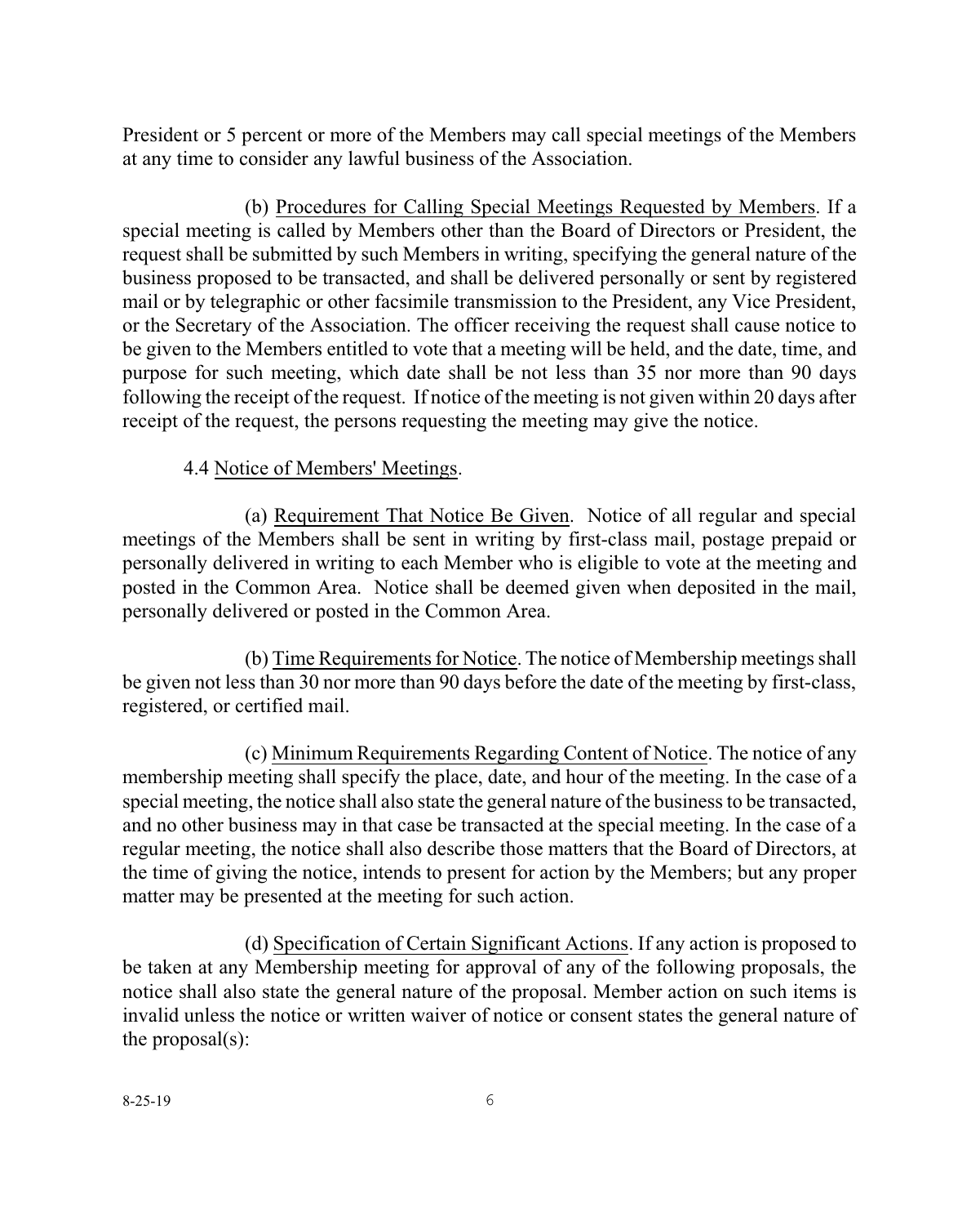President or 5 percent or more of the Members may call special meetings of the Members at any time to consider any lawful business of the Association.

(b) Procedures for Calling Special Meetings Requested by Members. If a special meeting is called by Members other than the Board of Directors or President, the request shall be submitted by such Members in writing, specifying the general nature of the business proposed to be transacted, and shall be delivered personally or sent by registered mail or by telegraphic or other facsimile transmission to the President, any Vice President, or the Secretary of the Association. The officer receiving the request shall cause notice to be given to the Members entitled to vote that a meeting will be held, and the date, time, and purpose for such meeting, which date shall be not less than 35 nor more than 90 days following the receipt of the request. If notice of the meeting is not given within 20 days after receipt of the request, the persons requesting the meeting may give the notice.

4.4 Notice of Members' Meetings.

(a) Requirement That Notice Be Given. Notice of all regular and special meetings of the Members shall be sent in writing by first-class mail, postage prepaid or personally delivered in writing to each Member who is eligible to vote at the meeting and posted in the Common Area. Notice shall be deemed given when deposited in the mail, personally delivered or posted in the Common Area.

(b) Time Requirements for Notice. The notice of Membership meetings shall be given not less than 30 nor more than 90 days before the date of the meeting by first-class, registered, or certified mail.

(c) Minimum Requirements Regarding Content of Notice. The notice of any membership meeting shall specify the place, date, and hour of the meeting. In the case of a special meeting, the notice shall also state the general nature of the business to be transacted, and no other business may in that case be transacted at the special meeting. In the case of a regular meeting, the notice shall also describe those matters that the Board of Directors, at the time of giving the notice, intends to present for action by the Members; but any proper matter may be presented at the meeting for such action.

(d) Specification of Certain Significant Actions. If any action is proposed to be taken at any Membership meeting for approval of any of the following proposals, the notice shall also state the general nature of the proposal. Member action on such items is invalid unless the notice or written waiver of notice or consent states the general nature of the proposal(s):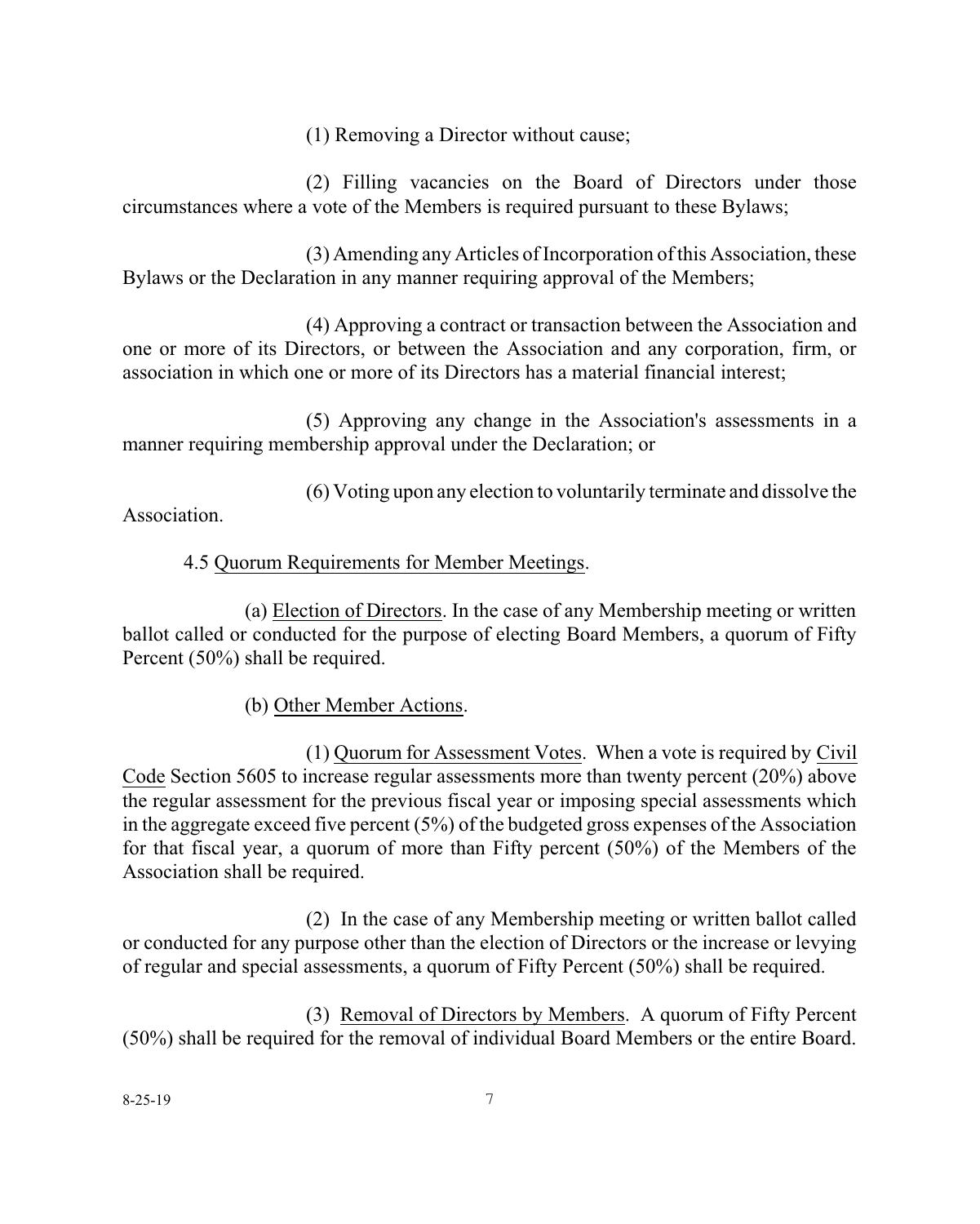(1) Removing a Director without cause;

(2) Filling vacancies on the Board of Directors under those circumstances where a vote of the Members is required pursuant to these Bylaws;

(3) Amending any Articles of Incorporation of this Association, these Bylaws or the Declaration in any manner requiring approval of the Members;

(4) Approving a contract or transaction between the Association and one or more of its Directors, or between the Association and any corporation, firm, or association in which one or more of its Directors has a material financial interest;

(5) Approving any change in the Association's assessments in a manner requiring membership approval under the Declaration; or

(6) Voting upon any election to voluntarily terminate and dissolve the Association.

4.5 <u>Quorum Requirements for Member Meetings</u>.

(a) <u>Election of Directors</u>. In the case of any Membership meeting or written ballot called or conducted for the purpose of electing Board Members, a quorum of Fifty Percent (50%) shall be required.

(b) <u>Other Member Actions</u>.

(1) <u>Quorum for Assessment Votes</u>. When a vote is required by <u>Civil Code</u> Section 5605 to increase regular assessments more than twenty percent (20%) above the regular assessment for the previous fiscal year or imposing special assessments which in the aggregate exceed five percent (5%) of the budgeted gross expenses of the Association for that fiscal year, a quorum of more than Fifty percent (50%) of the Members of the Association shall be required.

(2) In the case of any Membership meeting or written ballot called or conducted for any purpose other than the election of Directors or the increase or levying of regular and special assessments, a quorum of Fifty Percent (50%) shall be required.

(3) <u>Removal of Directors by Members</u>. A quorum of Fifty Percent (50%) shall be required for the removal of individual Board Members or the entire Board.

8-25-19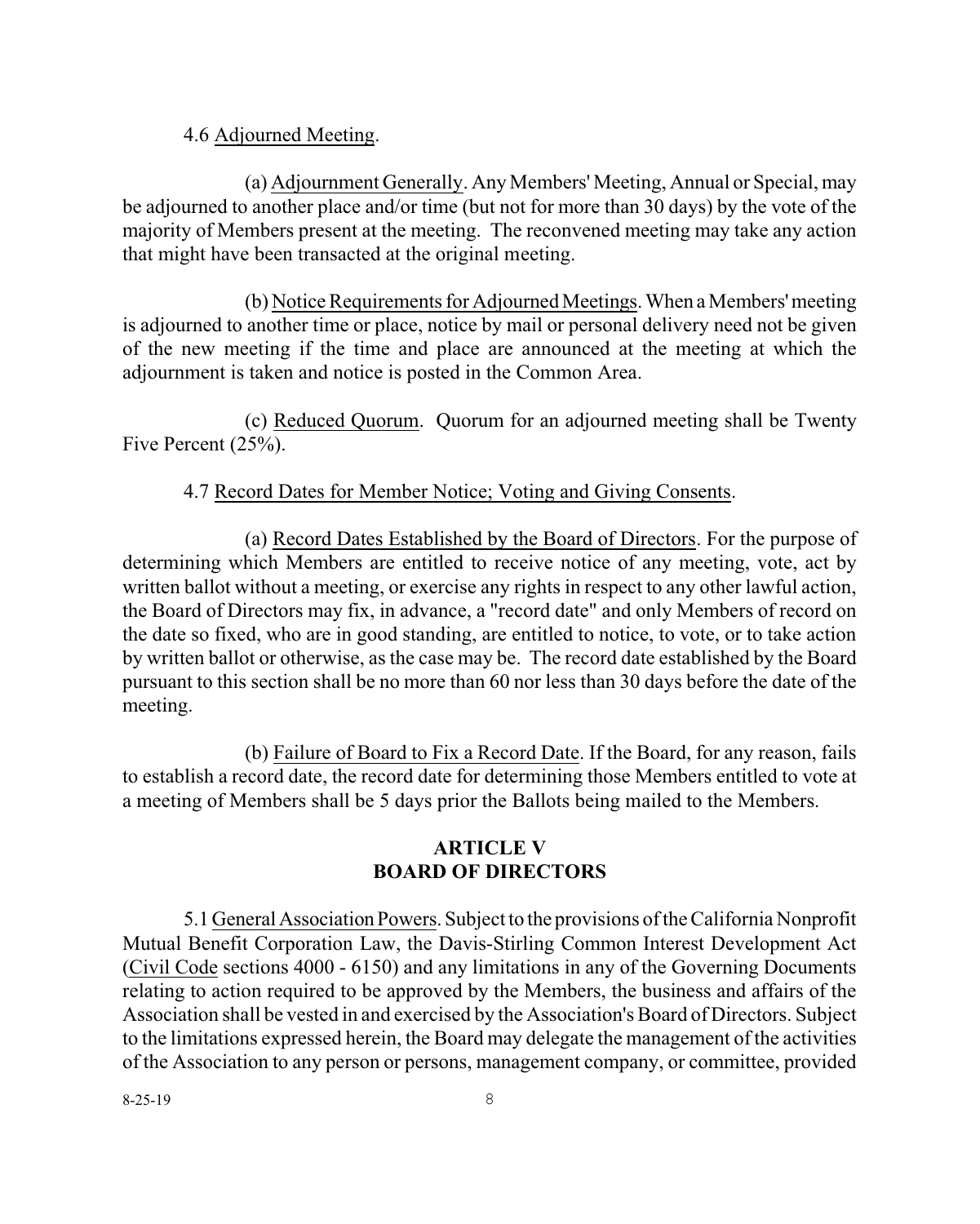4.6 Adjourned Meeting.

(a) Adjournment Generally. Any Members' Meeting, Annual or Special, may be adjourned to another place and/or time (but not for more than 30 days) by the vote of the majority of Members present at the meeting. The reconvened meeting may take any action that might have been transacted at the original meeting.

(b) Notice Requirements for Adjourned Meetings. When a Members' meeting is adjourned to another time or place, notice by mail or personal delivery need not be given of the new meeting if the time and place are announced at the meeting at which the adjournment is taken and notice is posted in the Common Area.

(c) Reduced Quorum. Quorum for an adjourned meeting shall be Twenty Five Percent (25%).

4.7 Record Dates for Member Notice; Voting and Giving Consents.

(a) Record Dates Established by the Board of Directors. For the purpose of determining which Members are entitled to receive notice of any meeting, vote, act by written ballot without a meeting, or exercise any rights in respect to any other lawful action, the Board of Directors may fix, in advance, a "record date" and only Members of record on the date so fixed, who are in good standing, are entitled to notice, to vote, or to take action by written ballot or otherwise, as the case may be. The record date established by the Board pursuant to this section shall be no more than 60 nor less than 30 days before the date of the meeting.

(b) Failure of Board to Fix a Record Date. If the Board, for any reason, fails to establish a record date, the record date for determining those Members entitled to vote at a meeting of Members shall be 5 days prior the Ballots being mailed to the Members.

## ARTICLE V
## BOARD OF DIRECTORS

5.1 General Association Powers. Subject to the provisions of the California Nonprofit Mutual Benefit Corporation Law, the Davis-Stirling Common Interest Development Act (Civil Code sections 4000 - 6150) and any limitations in any of the Governing Documents relating to action required to be approved by the Members, the business and affairs of the Association shall be vested in and exercised by the Association's Board of Directors. Subject to the limitations expressed herein, the Board may delegate the management of the activities of the Association to any person or persons, management company, or committee, provided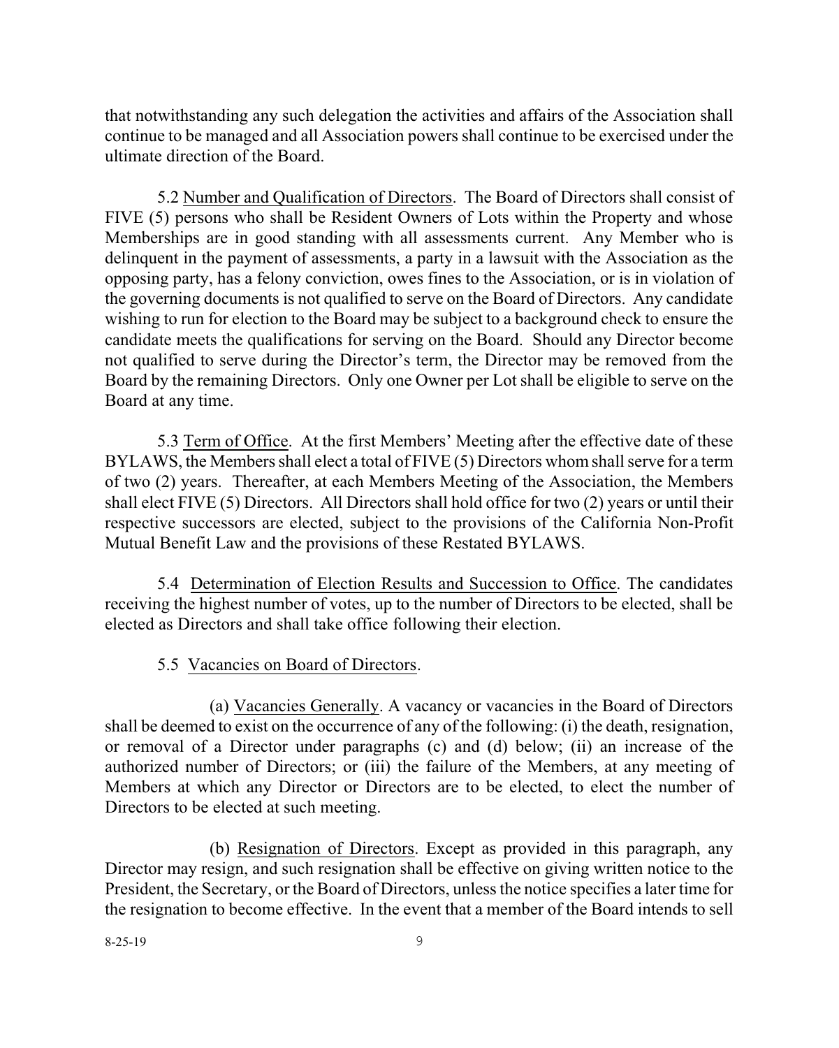that notwithstanding any such delegation the activities and affairs of the Association shall continue to be managed and all Association powers shall continue to be exercised under the ultimate direction of the Board.

5.2 Number and Qualification of Directors. The Board of Directors shall consist of FIVE (5) persons who shall be Resident Owners of Lots within the Property and whose Memberships are in good standing with all assessments current. Any Member who is delinquent in the payment of assessments, a party in a lawsuit with the Association as the opposing party, has a felony conviction, owes fines to the Association, or is in violation of the governing documents is not qualified to serve on the Board of Directors. Any candidate wishing to run for election to the Board may be subject to a background check to ensure the candidate meets the qualifications for serving on the Board. Should any Director become not qualified to serve during the Director's term, the Director may be removed from the Board by the remaining Directors. Only one Owner per Lot shall be eligible to serve on the Board at any time.

5.3 Term of Office. At the first Members' Meeting after the effective date of these BYLAWS, the Members shall elect a total of FIVE (5) Directors whom shall serve for a term of two (2) years. Thereafter, at each Members Meeting of the Association, the Members shall elect FIVE (5) Directors. All Directors shall hold office for two (2) years or until their respective successors are elected, subject to the provisions of the California Non-Profit Mutual Benefit Law and the provisions of these Restated BYLAWS.

5.4 Determination of Election Results and Succession to Office. The candidates receiving the highest number of votes, up to the number of Directors to be elected, shall be elected as Directors and shall take office following their election.

5.5 Vacancies on Board of Directors.

(a) Vacancies Generally. A vacancy or vacancies in the Board of Directors shall be deemed to exist on the occurrence of any of the following: (i) the death, resignation, or removal of a Director under paragraphs (c) and (d) below; (ii) an increase of the authorized number of Directors; or (iii) the failure of the Members, at any meeting of Members at which any Director or Directors are to be elected, to elect the number of Directors to be elected at such meeting.

(b) Resignation of Directors. Except as provided in this paragraph, any Director may resign, and such resignation shall be effective on giving written notice to the President, the Secretary, or the Board of Directors, unless the notice specifies a later time for the resignation to become effective. In the event that a member of the Board intends to sell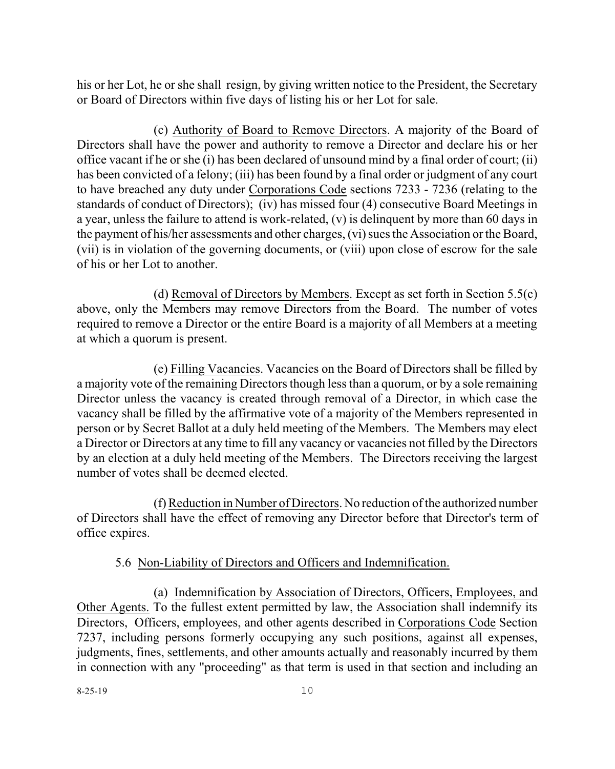his or her Lot, he or she shall resign, by giving written notice to the President, the Secretary or Board of Directors within five days of listing his or her Lot for sale.

(c) Authority of Board to Remove Directors. A majority of the Board of Directors shall have the power and authority to remove a Director and declare his or her office vacant if he or she (i) has been declared of unsound mind by a final order of court; (ii) has been convicted of a felony; (iii) has been found by a final order or judgment of any court to have breached any duty under Corporations Code sections 7233 - 7236 (relating to the standards of conduct of Directors); (iv) has missed four (4) consecutive Board Meetings in a year, unless the failure to attend is work-related, (v) is delinquent by more than 60 days in the payment of his/her assessments and other charges, (vi) sues the Association or the Board, (vii) is in violation of the governing documents, or (viii) upon close of escrow for the sale of his or her Lot to another.

(d) Removal of Directors by Members. Except as set forth in Section 5.5(c) above, only the Members may remove Directors from the Board. The number of votes required to remove a Director or the entire Board is a majority of all Members at a meeting at which a quorum is present.

(e) Filling Vacancies. Vacancies on the Board of Directors shall be filled by a majority vote of the remaining Directors though less than a quorum, or by a sole remaining Director unless the vacancy is created through removal of a Director, in which case the vacancy shall be filled by the affirmative vote of a majority of the Members represented in person or by Secret Ballot at a duly held meeting of the Members. The Members may elect a Director or Directors at any time to fill any vacancy or vacancies not filled by the Directors by an election at a duly held meeting of the Members. The Directors receiving the largest number of votes shall be deemed elected.

(f) Reduction in Number of Directors. No reduction of the authorized number of Directors shall have the effect of removing any Director before that Director's term of office expires.

5.6 Non-Liability of Directors and Officers and Indemnification.

(a) Indemnification by Association of Directors, Officers, Employees, and Other Agents. To the fullest extent permitted by law, the Association shall indemnify its Directors, Officers, employees, and other agents described in Corporations Code Section 7237, including persons formerly occupying any such positions, against all expenses, judgments, fines, settlements, and other amounts actually and reasonably incurred by them in connection with any "proceeding" as that term is used in that section and including an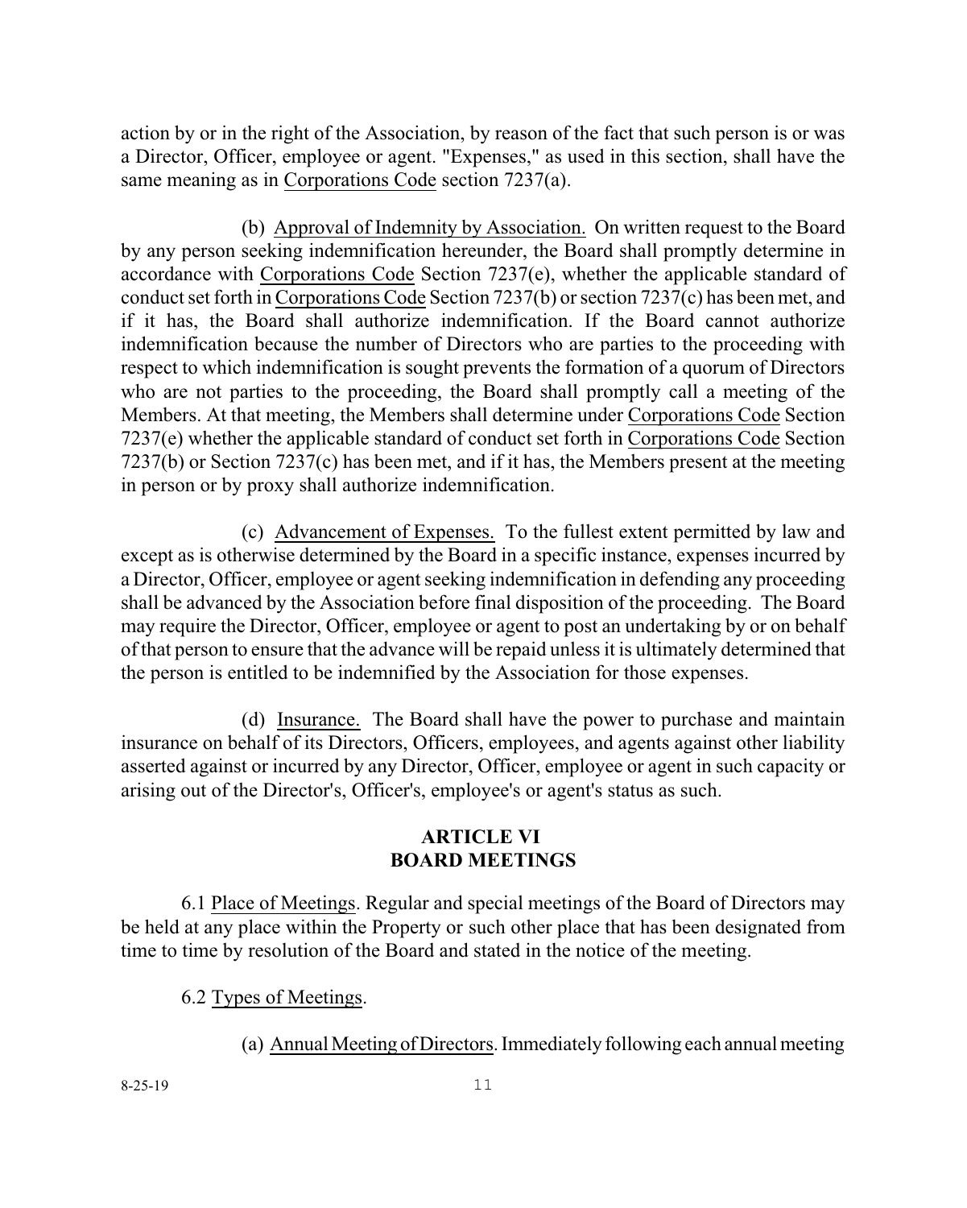action by or in the right of the Association, by reason of the fact that such person is or was a Director, Officer, employee or agent. "Expenses," as used in this section, shall have the same meaning as in Corporations Code section 7237(a).

(b) Approval of Indemnity by Association. On written request to the Board by any person seeking indemnification hereunder, the Board shall promptly determine in accordance with Corporations Code Section 7237(e), whether the applicable standard of conduct set forth in Corporations Code Section 7237(b) or section 7237(c) has been met, and if it has, the Board shall authorize indemnification. If the Board cannot authorize indemnification because the number of Directors who are parties to the proceeding with respect to which indemnification is sought prevents the formation of a quorum of Directors who are not parties to the proceeding, the Board shall promptly call a meeting of the Members. At that meeting, the Members shall determine under Corporations Code Section 7237(e) whether the applicable standard of conduct set forth in Corporations Code Section 7237(b) or Section 7237(c) has been met, and if it has, the Members present at the meeting in person or by proxy shall authorize indemnification.

(c) Advancement of Expenses. To the fullest extent permitted by law and except as is otherwise determined by the Board in a specific instance, expenses incurred by a Director, Officer, employee or agent seeking indemnification in defending any proceeding shall be advanced by the Association before final disposition of the proceeding. The Board may require the Director, Officer, employee or agent to post an undertaking by or on behalf of that person to ensure that the advance will be repaid unless it is ultimately determined that the person is entitled to be indemnified by the Association for those expenses.

(d) Insurance. The Board shall have the power to purchase and maintain insurance on behalf of its Directors, Officers, employees, and agents against other liability asserted against or incurred by any Director, Officer, employee or agent in such capacity or arising out of the Director's, Officer's, employee's or agent's status as such.

## ARTICLE VI
## BOARD MEETINGS

6.1 Place of Meetings. Regular and special meetings of the Board of Directors may be held at any place within the Property or such other place that has been designated from time to time by resolution of the Board and stated in the notice of the meeting.

6.2 Types of Meetings.

(a) Annual Meeting of Directors. Immediately following each annual meeting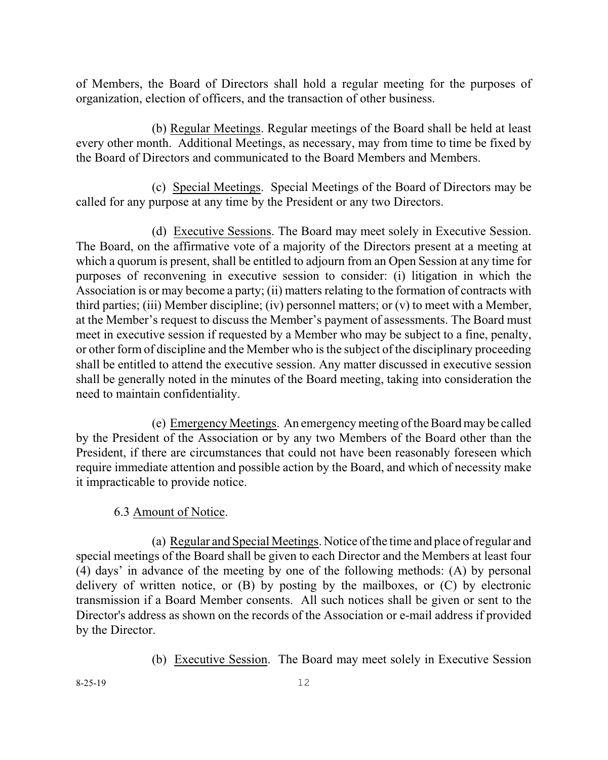of Members, the Board of Directors shall hold a regular meeting for the purposes of organization, election of officers, and the transaction of other business.

(b) Regular Meetings. Regular meetings of the Board shall be held at least every other month. Additional Meetings, as necessary, may from time to time be fixed by the Board of Directors and communicated to the Board Members and Members.

(c) Special Meetings. Special Meetings of the Board of Directors may be called for any purpose at any time by the President or any two Directors.

(d) Executive Sessions. The Board may meet solely in Executive Session. The Board, on the affirmative vote of a majority of the Directors present at a meeting at which a quorum is present, shall be entitled to adjourn from an Open Session at any time for purposes of reconvening in executive session to consider: (i) litigation in which the Association is or may become a party; (ii) matters relating to the formation of contracts with third parties; (iii) Member discipline; (iv) personnel matters; or (v) to meet with a Member, at the Member's request to discuss the Member's payment of assessments. The Board must meet in executive session if requested by a Member who may be subject to a fine, penalty, or other form of discipline and the Member who is the subject of the disciplinary proceeding shall be entitled to attend the executive session. Any matter discussed in executive session shall be generally noted in the minutes of the Board meeting, taking into consideration the need to maintain confidentiality.

(e) Emergency Meetings. An emergency meeting of the Board may be called by the President of the Association or by any two Members of the Board other than the President, if there are circumstances that could not have been reasonably foreseen which require immediate attention and possible action by the Board, and which of necessity make it impracticable to provide notice.

6.3 Amount of Notice.

(a) Regular and Special Meetings. Notice of the time and place of regular and special meetings of the Board shall be given to each Director and the Members at least four (4) days' in advance of the meeting by one of the following methods: (A) by personal delivery of written notice, or (B) by posting by the mailboxes, or (C) by electronic transmission if a Board Member consents. All such notices shall be given or sent to the Director's address as shown on the records of the Association or e-mail address if provided by the Director.

(b) Executive Session. The Board may meet solely in Executive Session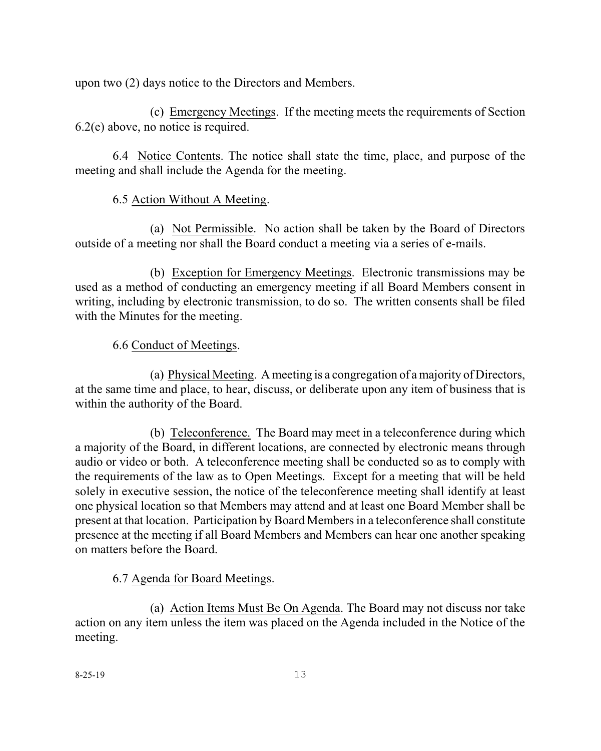upon two (2) days notice to the Directors and Members.

(c) Emergency Meetings. If the meeting meets the requirements of Section 6.2(e) above, no notice is required.

6.4 Notice Contents. The notice shall state the time, place, and purpose of the meeting and shall include the Agenda for the meeting.

6.5 Action Without A Meeting.

(a) Not Permissible. No action shall be taken by the Board of Directors outside of a meeting nor shall the Board conduct a meeting via a series of e-mails.

(b) Exception for Emergency Meetings. Electronic transmissions may be used as a method of conducting an emergency meeting if all Board Members consent in writing, including by electronic transmission, to do so. The written consents shall be filed with the Minutes for the meeting.

6.6 Conduct of Meetings.

(a) Physical Meeting. A meeting is a congregation of a majority of Directors, at the same time and place, to hear, discuss, or deliberate upon any item of business that is within the authority of the Board.

(b) Teleconference. The Board may meet in a teleconference during which a majority of the Board, in different locations, are connected by electronic means through audio or video or both. A teleconference meeting shall be conducted so as to comply with the requirements of the law as to Open Meetings. Except for a meeting that will be held solely in executive session, the notice of the teleconference meeting shall identify at least one physical location so that Members may attend and at least one Board Member shall be present at that location. Participation by Board Members in a teleconference shall constitute presence at the meeting if all Board Members and Members can hear one another speaking on matters before the Board.

6.7 Agenda for Board Meetings.

(a) Action Items Must Be On Agenda. The Board may not discuss nor take action on any item unless the item was placed on the Agenda included in the Notice of the meeting.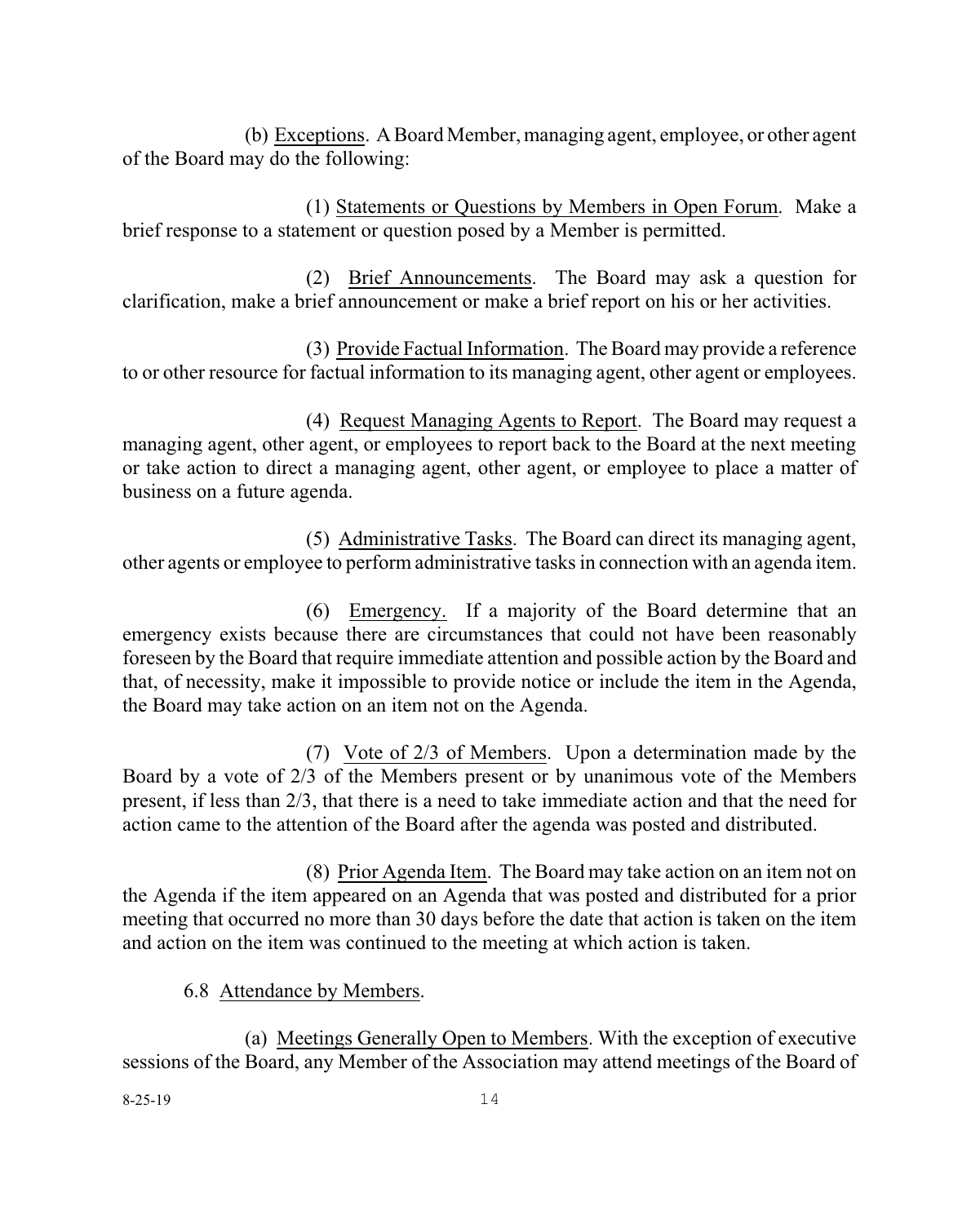(b) Exceptions. A Board Member, managing agent, employee, or other agent of the Board may do the following:

(1) Statements or Questions by Members in Open Forum. Make a brief response to a statement or question posed by a Member is permitted.

(2) Brief Announcements. The Board may ask a question for clarification, make a brief announcement or make a brief report on his or her activities.

(3) Provide Factual Information. The Board may provide a reference to or other resource for factual information to its managing agent, other agent or employees.

(4) Request Managing Agents to Report. The Board may request a managing agent, other agent, or employees to report back to the Board at the next meeting or take action to direct a managing agent, other agent, or employee to place a matter of business on a future agenda.

(5) Administrative Tasks. The Board can direct its managing agent, other agents or employee to perform administrative tasks in connection with an agenda item.

(6) Emergency. If a majority of the Board determine that an emergency exists because there are circumstances that could not have been reasonably foreseen by the Board that require immediate attention and possible action by the Board and that, of necessity, make it impossible to provide notice or include the item in the Agenda, the Board may take action on an item not on the Agenda.

(7) Vote of 2/3 of Members. Upon a determination made by the Board by a vote of 2/3 of the Members present or by unanimous vote of the Members present, if less than 2/3, that there is a need to take immediate action and that the need for action came to the attention of the Board after the agenda was posted and distributed.

(8) Prior Agenda Item. The Board may take action on an item not on the Agenda if the item appeared on an Agenda that was posted and distributed for a prior meeting that occurred no more than 30 days before the date that action is taken on the item and action on the item was continued to the meeting at which action is taken.

6.8 Attendance by Members.

(a) Meetings Generally Open to Members. With the exception of executive sessions of the Board, any Member of the Association may attend meetings of the Board of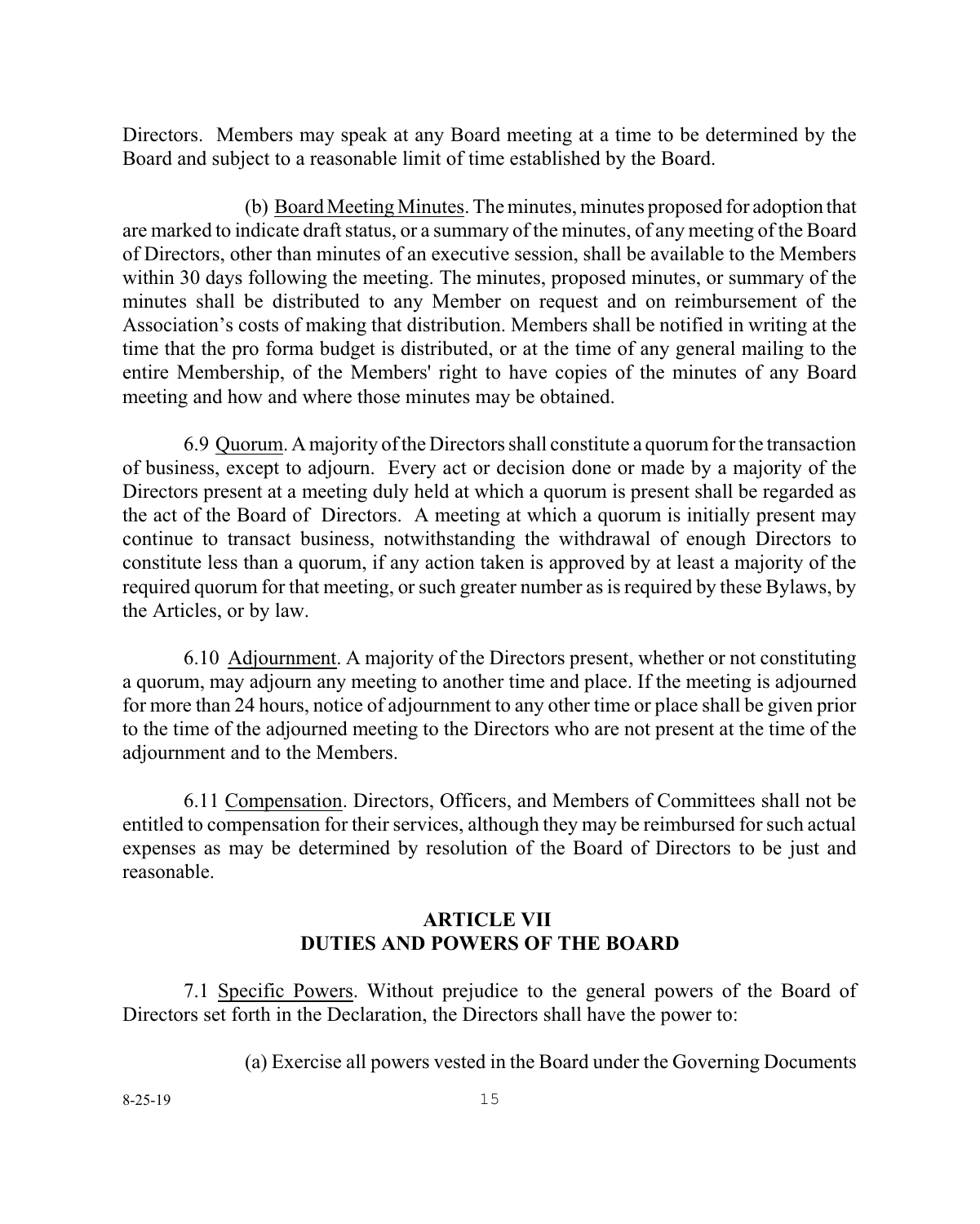Directors. Members may speak at any Board meeting at a time to be determined by the Board and subject to a reasonable limit of time established by the Board.

(b) Board Meeting Minutes. The minutes, minutes proposed for adoption that are marked to indicate draft status, or a summary of the minutes, of any meeting of the Board of Directors, other than minutes of an executive session, shall be available to the Members within 30 days following the meeting. The minutes, proposed minutes, or summary of the minutes shall be distributed to any Member on request and on reimbursement of the Association's costs of making that distribution. Members shall be notified in writing at the time that the pro forma budget is distributed, or at the time of any general mailing to the entire Membership, of the Members' right to have copies of the minutes of any Board meeting and how and where those minutes may be obtained.

6.9 Quorum. A majority of the Directors shall constitute a quorum for the transaction of business, except to adjourn. Every act or decision done or made by a majority of the Directors present at a meeting duly held at which a quorum is present shall be regarded as the act of the Board of Directors. A meeting at which a quorum is initially present may continue to transact business, notwithstanding the withdrawal of enough Directors to constitute less than a quorum, if any action taken is approved by at least a majority of the required quorum for that meeting, or such greater number as is required by these Bylaws, by the Articles, or by law.

6.10 Adjournment. A majority of the Directors present, whether or not constituting a quorum, may adjourn any meeting to another time and place. If the meeting is adjourned for more than 24 hours, notice of adjournment to any other time or place shall be given prior to the time of the adjourned meeting to the Directors who are not present at the time of the adjournment and to the Members.

6.11 Compensation. Directors, Officers, and Members of Committees shall not be entitled to compensation for their services, although they may be reimbursed for such actual expenses as may be determined by resolution of the Board of Directors to be just and reasonable.

## ARTICLE VII
## DUTIES AND POWERS OF THE BOARD

7.1 Specific Powers. Without prejudice to the general powers of the Board of Directors set forth in the Declaration, the Directors shall have the power to:

(a) Exercise all powers vested in the Board under the Governing Documents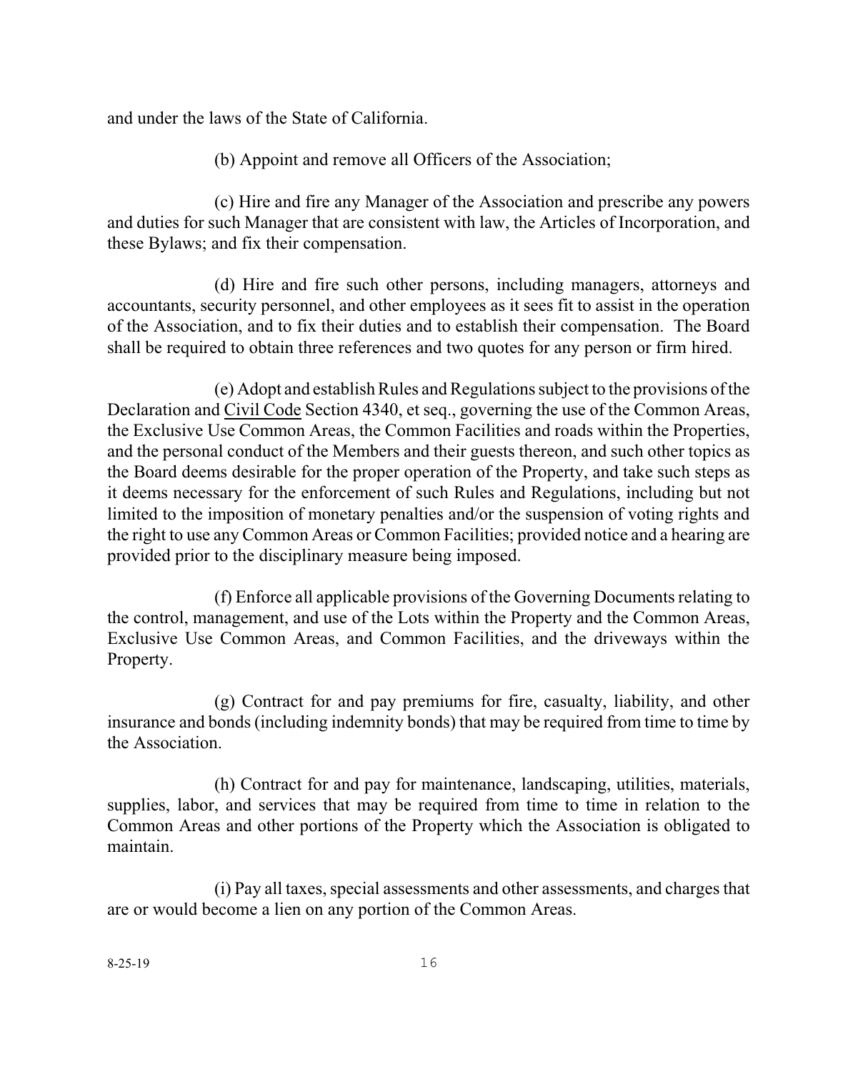and under the laws of the State of California.

(b) Appoint and remove all Officers of the Association;

(c) Hire and fire any Manager of the Association and prescribe any powers and duties for such Manager that are consistent with law, the Articles of Incorporation, and these Bylaws; and fix their compensation.

(d) Hire and fire such other persons, including managers, attorneys and accountants, security personnel, and other employees as it sees fit to assist in the operation of the Association, and to fix their duties and to establish their compensation. The Board shall be required to obtain three references and two quotes for any person or firm hired.

(e) Adopt and establish Rules and Regulations subject to the provisions of the Declaration and Civil Code Section 4340, et seq., governing the use of the Common Areas, the Exclusive Use Common Areas, the Common Facilities and roads within the Properties, and the personal conduct of the Members and their guests thereon, and such other topics as the Board deems desirable for the proper operation of the Property, and take such steps as it deems necessary for the enforcement of such Rules and Regulations, including but not limited to the imposition of monetary penalties and/or the suspension of voting rights and the right to use any Common Areas or Common Facilities; provided notice and a hearing are provided prior to the disciplinary measure being imposed.

(f) Enforce all applicable provisions of the Governing Documents relating to the control, management, and use of the Lots within the Property and the Common Areas, Exclusive Use Common Areas, and Common Facilities, and the driveways within the Property.

(g) Contract for and pay premiums for fire, casualty, liability, and other insurance and bonds (including indemnity bonds) that may be required from time to time by the Association.

(h) Contract for and pay for maintenance, landscaping, utilities, materials, supplies, labor, and services that may be required from time to time in relation to the Common Areas and other portions of the Property which the Association is obligated to maintain.

(i) Pay all taxes, special assessments and other assessments, and charges that are or would become a lien on any portion of the Common Areas.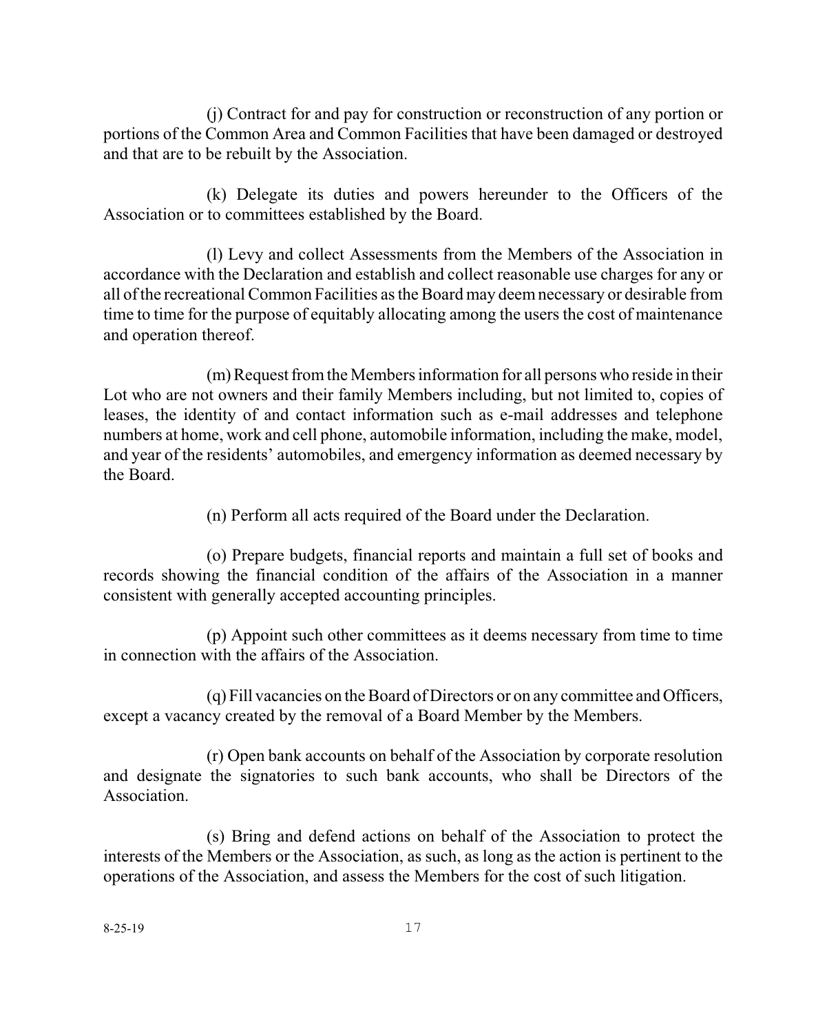(j) Contract for and pay for construction or reconstruction of any portion or portions of the Common Area and Common Facilities that have been damaged or destroyed and that are to be rebuilt by the Association.

(k) Delegate its duties and powers hereunder to the Officers of the Association or to committees established by the Board.

(l) Levy and collect Assessments from the Members of the Association in accordance with the Declaration and establish and collect reasonable use charges for any or all of the recreational Common Facilities as the Board may deem necessary or desirable from time to time for the purpose of equitably allocating among the users the cost of maintenance and operation thereof.

(m) Request from the Members information for all persons who reside in their Lot who are not owners and their family Members including, but not limited to, copies of leases, the identity of and contact information such as e-mail addresses and telephone numbers at home, work and cell phone, automobile information, including the make, model, and year of the residents' automobiles, and emergency information as deemed necessary by the Board.

(n) Perform all acts required of the Board under the Declaration.

(o) Prepare budgets, financial reports and maintain a full set of books and records showing the financial condition of the affairs of the Association in a manner consistent with generally accepted accounting principles.

(p) Appoint such other committees as it deems necessary from time to time in connection with the affairs of the Association.

(q) Fill vacancies on the Board of Directors or on any committee and Officers, except a vacancy created by the removal of a Board Member by the Members.

(r) Open bank accounts on behalf of the Association by corporate resolution and designate the signatories to such bank accounts, who shall be Directors of the Association.

(s) Bring and defend actions on behalf of the Association to protect the interests of the Members or the Association, as such, as long as the action is pertinent to the operations of the Association, and assess the Members for the cost of such litigation.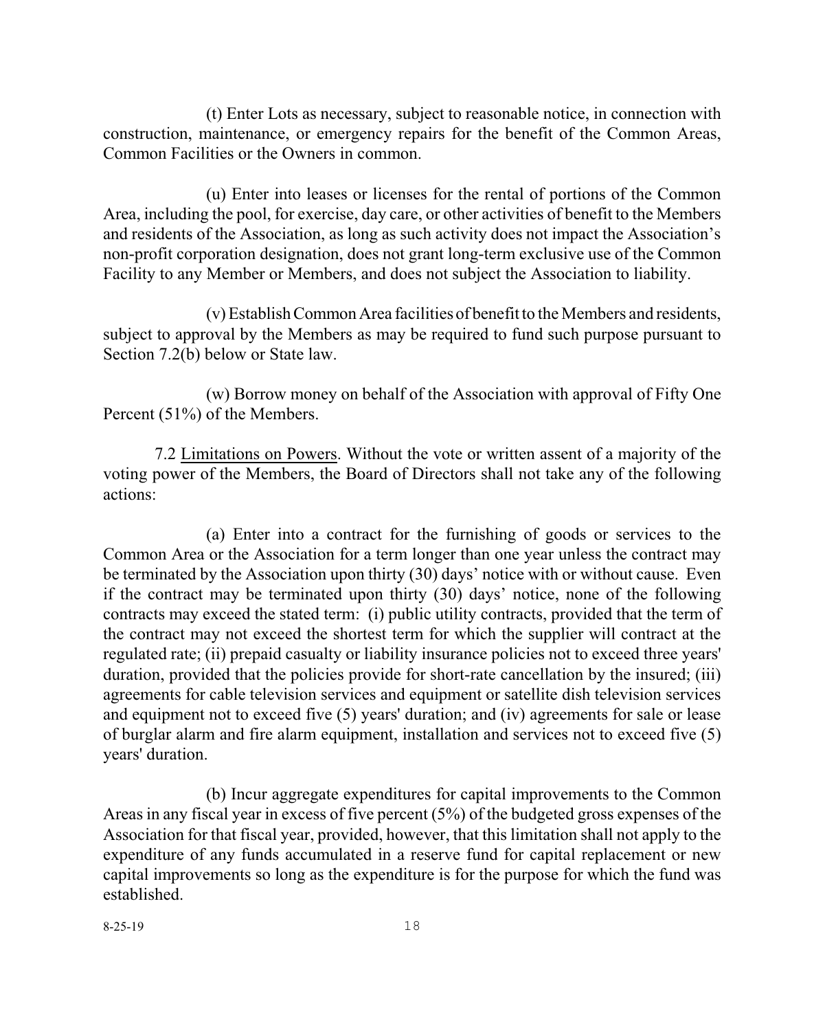(t) Enter Lots as necessary, subject to reasonable notice, in connection with construction, maintenance, or emergency repairs for the benefit of the Common Areas, Common Facilities or the Owners in common.

(u) Enter into leases or licenses for the rental of portions of the Common Area, including the pool, for exercise, day care, or other activities of benefit to the Members and residents of the Association, as long as such activity does not impact the Association's non-profit corporation designation, does not grant long-term exclusive use of the Common Facility to any Member or Members, and does not subject the Association to liability.

(v) Establish Common Area facilities of benefit to the Members and residents, subject to approval by the Members as may be required to fund such purpose pursuant to Section 7.2(b) below or State law.

(w) Borrow money on behalf of the Association with approval of Fifty One Percent (51%) of the Members.

7.2 Limitations on Powers. Without the vote or written assent of a majority of the voting power of the Members, the Board of Directors shall not take any of the following actions:

(a) Enter into a contract for the furnishing of goods or services to the Common Area or the Association for a term longer than one year unless the contract may be terminated by the Association upon thirty (30) days' notice with or without cause. Even if the contract may be terminated upon thirty (30) days' notice, none of the following contracts may exceed the stated term: (i) public utility contracts, provided that the term of the contract may not exceed the shortest term for which the supplier will contract at the regulated rate; (ii) prepaid casualty or liability insurance policies not to exceed three years' duration, provided that the policies provide for short-rate cancellation by the insured; (iii) agreements for cable television services and equipment or satellite dish television services and equipment not to exceed five (5) years' duration; and (iv) agreements for sale or lease of burglar alarm and fire alarm equipment, installation and services not to exceed five (5) years' duration.

(b) Incur aggregate expenditures for capital improvements to the Common Areas in any fiscal year in excess of five percent (5%) of the budgeted gross expenses of the Association for that fiscal year, provided, however, that this limitation shall not apply to the expenditure of any funds accumulated in a reserve fund for capital replacement or new capital improvements so long as the expenditure is for the purpose for which the fund was established.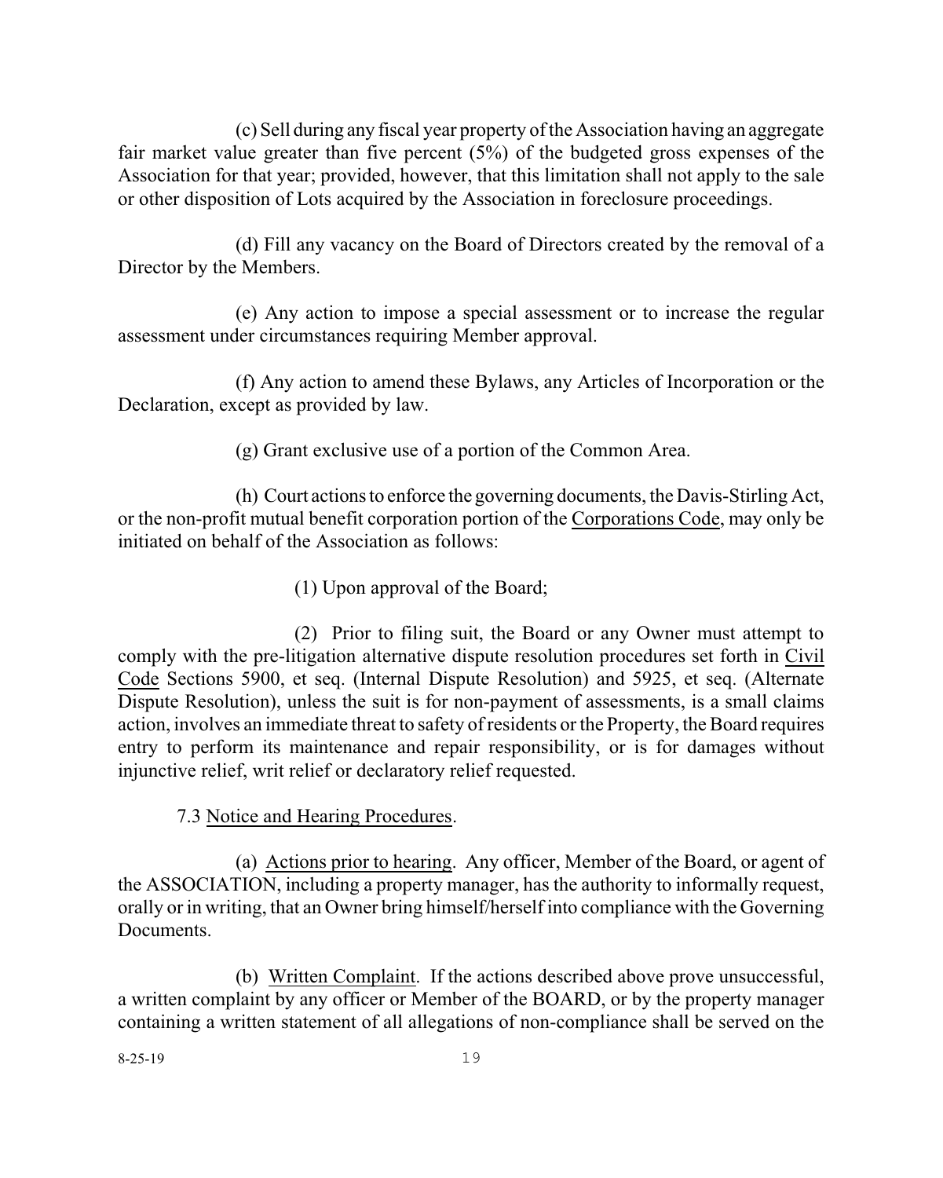(c) Sell during any fiscal year property of the Association having an aggregate fair market value greater than five percent (5%) of the budgeted gross expenses of the Association for that year; provided, however, that this limitation shall not apply to the sale or other disposition of Lots acquired by the Association in foreclosure proceedings.

(d) Fill any vacancy on the Board of Directors created by the removal of a Director by the Members.

(e) Any action to impose a special assessment or to increase the regular assessment under circumstances requiring Member approval.

(f) Any action to amend these Bylaws, any Articles of Incorporation or the Declaration, except as provided by law.

(g) Grant exclusive use of a portion of the Common Area.

(h) Court actions to enforce the governing documents, the Davis-Stirling Act, or the non-profit mutual benefit corporation portion of the Corporations Code, may only be initiated on behalf of the Association as follows:

(1) Upon approval of the Board;

(2) Prior to filing suit, the Board or any Owner must attempt to comply with the pre-litigation alternative dispute resolution procedures set forth in Civil Code Sections 5900, et seq. (Internal Dispute Resolution) and 5925, et seq. (Alternate Dispute Resolution), unless the suit is for non-payment of assessments, is a small claims action, involves an immediate threat to safety of residents or the Property, the Board requires entry to perform its maintenance and repair responsibility, or is for damages without injunctive relief, writ relief or declaratory relief requested.

7.3 Notice and Hearing Procedures.

(a) Actions prior to hearing. Any officer, Member of the Board, or agent of the ASSOCIATION, including a property manager, has the authority to informally request, orally or in writing, that an Owner bring himself/herself into compliance with the Governing Documents.

(b) Written Complaint. If the actions described above prove unsuccessful, a written complaint by any officer or Member of the BOARD, or by the property manager containing a written statement of all allegations of non-compliance shall be served on the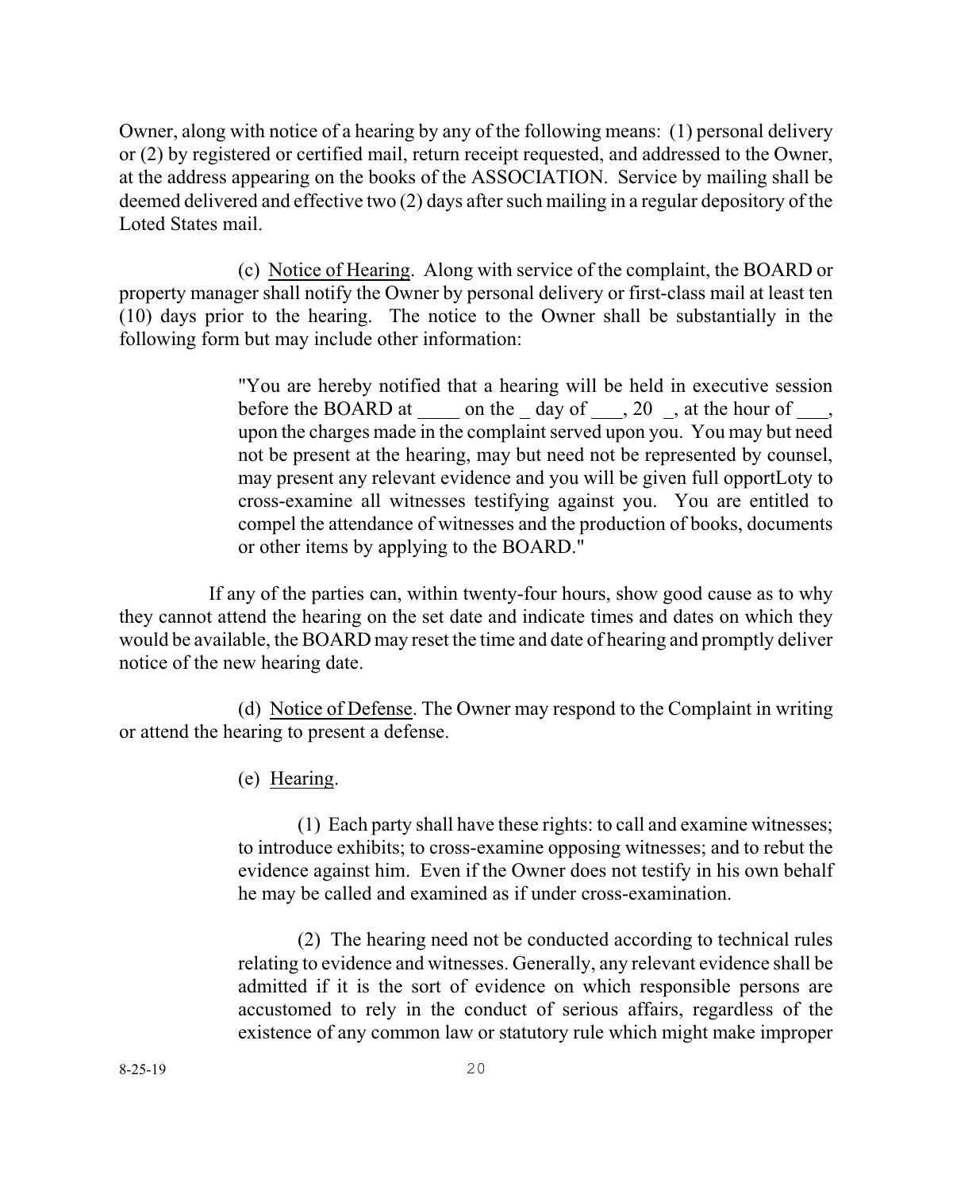Owner, along with notice of a hearing by any of the following means: (1) personal delivery or (2) by registered or certified mail, return receipt requested, and addressed to the Owner, at the address appearing on the books of the ASSOCIATION. Service by mailing shall be deemed delivered and effective two (2) days after such mailing in a regular depository of the Loted States mail.

(c) Notice of Hearing. Along with service of the complaint, the BOARD or property manager shall notify the Owner by personal delivery or first-class mail at least ten (10) days prior to the hearing. The notice to the Owner shall be substantially in the following form but may include other information:

> "You are hereby notified that a hearing will be held in executive session before the BOARD at ____ on the _ day of ___, 20 _, at the hour of ___, upon the charges made in the complaint served upon you. You may but need not be present at the hearing, may but need not be represented by counsel, may present any relevant evidence and you will be given full opportLoty to cross-examine all witnesses testifying against you. You are entitled to compel the attendance of witnesses and the production of books, documents or other items by applying to the BOARD."

If any of the parties can, within twenty-four hours, show good cause as to why they cannot attend the hearing on the set date and indicate times and dates on which they would be available, the BOARD may reset the time and date of hearing and promptly deliver notice of the new hearing date.

(d) Notice of Defense. The Owner may respond to the Complaint in writing or attend the hearing to present a defense.

(e) Hearing.

(1) Each party shall have these rights: to call and examine witnesses; to introduce exhibits; to cross-examine opposing witnesses; and to rebut the evidence against him. Even if the Owner does not testify in his own behalf he may be called and examined as if under cross-examination.

(2) The hearing need not be conducted according to technical rules relating to evidence and witnesses. Generally, any relevant evidence shall be admitted if it is the sort of evidence on which responsible persons are accustomed to rely in the conduct of serious affairs, regardless of the existence of any common law or statutory rule which might make improper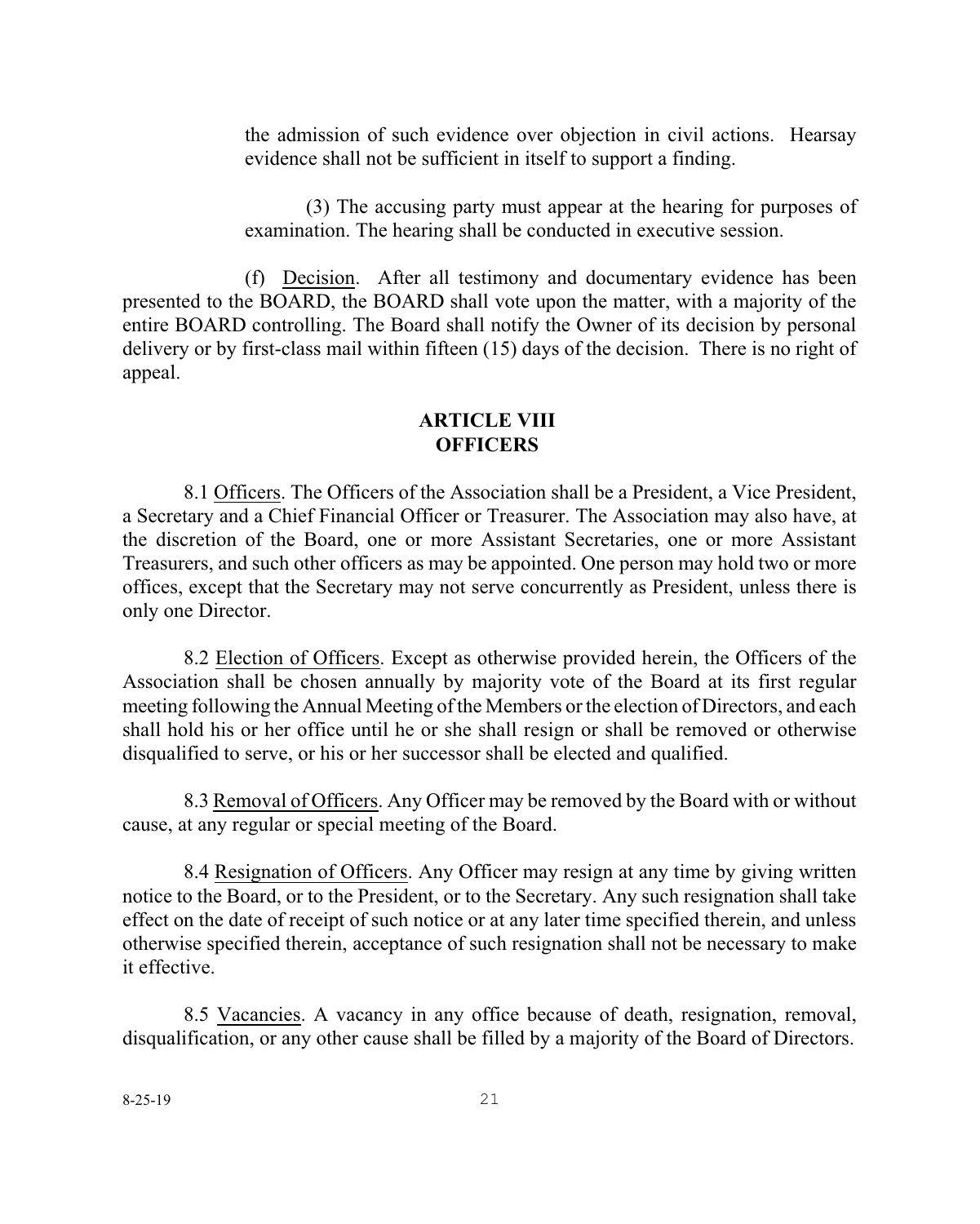the admission of such evidence over objection in civil actions. Hearsay evidence shall not be sufficient in itself to support a finding.

(3) The accusing party must appear at the hearing for purposes of examination. The hearing shall be conducted in executive session.

(f) Decision. After all testimony and documentary evidence has been presented to the BOARD, the BOARD shall vote upon the matter, with a majority of the entire BOARD controlling. The Board shall notify the Owner of its decision by personal delivery or by first-class mail within fifteen (15) days of the decision. There is no right of appeal.

## ARTICLE VIII
## OFFICERS

8.1 Officers. The Officers of the Association shall be a President, a Vice President, a Secretary and a Chief Financial Officer or Treasurer. The Association may also have, at the discretion of the Board, one or more Assistant Secretaries, one or more Assistant Treasurers, and such other officers as may be appointed. One person may hold two or more offices, except that the Secretary may not serve concurrently as President, unless there is only one Director.

8.2 Election of Officers. Except as otherwise provided herein, the Officers of the Association shall be chosen annually by majority vote of the Board at its first regular meeting following the Annual Meeting of the Members or the election of Directors, and each shall hold his or her office until he or she shall resign or shall be removed or otherwise disqualified to serve, or his or her successor shall be elected and qualified.

8.3 Removal of Officers. Any Officer may be removed by the Board with or without cause, at any regular or special meeting of the Board.

8.4 Resignation of Officers. Any Officer may resign at any time by giving written notice to the Board, or to the President, or to the Secretary. Any such resignation shall take effect on the date of receipt of such notice or at any later time specified therein, and unless otherwise specified therein, acceptance of such resignation shall not be necessary to make it effective.

8.5 Vacancies. A vacancy in any office because of death, resignation, removal, disqualification, or any other cause shall be filled by a majority of the Board of Directors.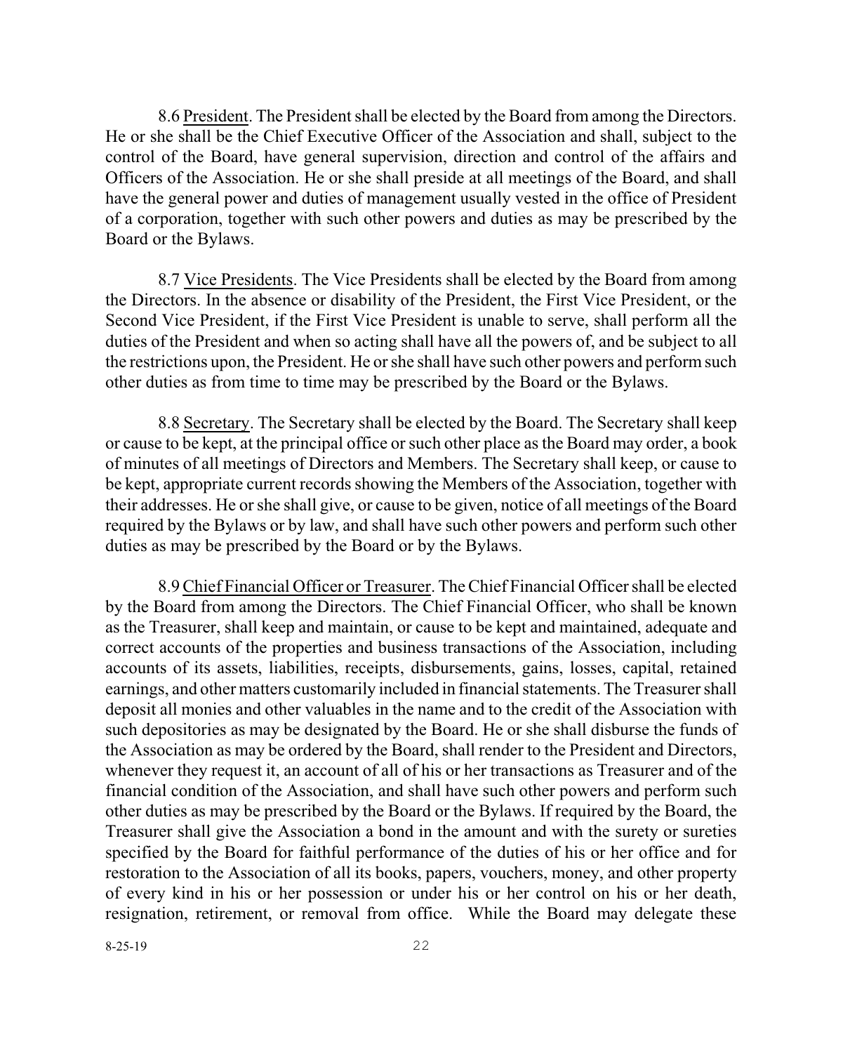8.6 <u>President</u>. The President shall be elected by the Board from among the Directors. He or she shall be the Chief Executive Officer of the Association and shall, subject to the control of the Board, have general supervision, direction and control of the affairs and Officers of the Association. He or she shall preside at all meetings of the Board, and shall have the general power and duties of management usually vested in the office of President of a corporation, together with such other powers and duties as may be prescribed by the Board or the Bylaws.

8.7 <u>Vice Presidents</u>. The Vice Presidents shall be elected by the Board from among the Directors. In the absence or disability of the President, the First Vice President, or the Second Vice President, if the First Vice President is unable to serve, shall perform all the duties of the President and when so acting shall have all the powers of, and be subject to all the restrictions upon, the President. He or she shall have such other powers and perform such other duties as from time to time may be prescribed by the Board or the Bylaws.

8.8 <u>Secretary</u>. The Secretary shall be elected by the Board. The Secretary shall keep or cause to be kept, at the principal office or such other place as the Board may order, a book of minutes of all meetings of Directors and Members. The Secretary shall keep, or cause to be kept, appropriate current records showing the Members of the Association, together with their addresses. He or she shall give, or cause to be given, notice of all meetings of the Board required by the Bylaws or by law, and shall have such other powers and perform such other duties as may be prescribed by the Board or by the Bylaws.

8.9 <u>Chief Financial Officer or Treasurer</u>. The Chief Financial Officer shall be elected by the Board from among the Directors. The Chief Financial Officer, who shall be known as the Treasurer, shall keep and maintain, or cause to be kept and maintained, adequate and correct accounts of the properties and business transactions of the Association, including accounts of its assets, liabilities, receipts, disbursements, gains, losses, capital, retained earnings, and other matters customarily included in financial statements. The Treasurer shall deposit all monies and other valuables in the name and to the credit of the Association with such depositories as may be designated by the Board. He or she shall disburse the funds of the Association as may be ordered by the Board, shall render to the President and Directors, whenever they request it, an account of all of his or her transactions as Treasurer and of the financial condition of the Association, and shall have such other powers and perform such other duties as may be prescribed by the Board or the Bylaws. If required by the Board, the Treasurer shall give the Association a bond in the amount and with the surety or sureties specified by the Board for faithful performance of the duties of his or her office and for restoration to the Association of all its books, papers, vouchers, money, and other property of every kind in his or her possession or under his or her control on his or her death, resignation, retirement, or removal from office. While the Board may delegate these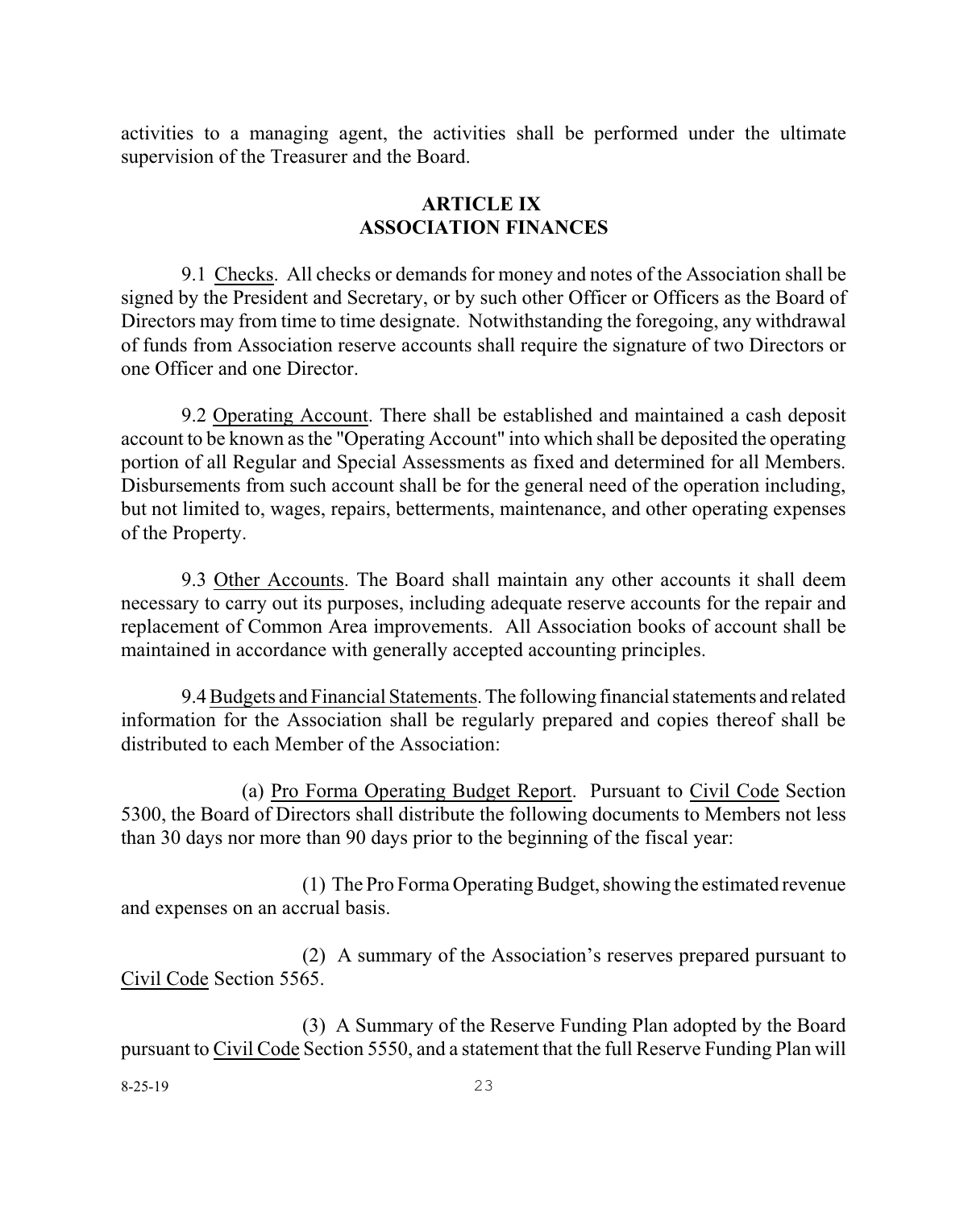activities to a managing agent, the activities shall be performed under the ultimate supervision of the Treasurer and the Board.

## ARTICLE IX
## ASSOCIATION FINANCES

9.1 Checks. All checks or demands for money and notes of the Association shall be signed by the President and Secretary, or by such other Officer or Officers as the Board of Directors may from time to time designate. Notwithstanding the foregoing, any withdrawal of funds from Association reserve accounts shall require the signature of two Directors or one Officer and one Director.

9.2 Operating Account. There shall be established and maintained a cash deposit account to be known as the "Operating Account" into which shall be deposited the operating portion of all Regular and Special Assessments as fixed and determined for all Members. Disbursements from such account shall be for the general need of the operation including, but not limited to, wages, repairs, betterments, maintenance, and other operating expenses of the Property.

9.3 Other Accounts. The Board shall maintain any other accounts it shall deem necessary to carry out its purposes, including adequate reserve accounts for the repair and replacement of Common Area improvements. All Association books of account shall be maintained in accordance with generally accepted accounting principles.

9.4 Budgets and Financial Statements. The following financial statements and related information for the Association shall be regularly prepared and copies thereof shall be distributed to each Member of the Association:

(a) Pro Forma Operating Budget Report. Pursuant to Civil Code Section 5300, the Board of Directors shall distribute the following documents to Members not less than 30 days nor more than 90 days prior to the beginning of the fiscal year:

(1) The Pro Forma Operating Budget, showing the estimated revenue and expenses on an accrual basis.

(2) A summary of the Association's reserves prepared pursuant to Civil Code Section 5565.

(3) A Summary of the Reserve Funding Plan adopted by the Board pursuant to Civil Code Section 5550, and a statement that the full Reserve Funding Plan will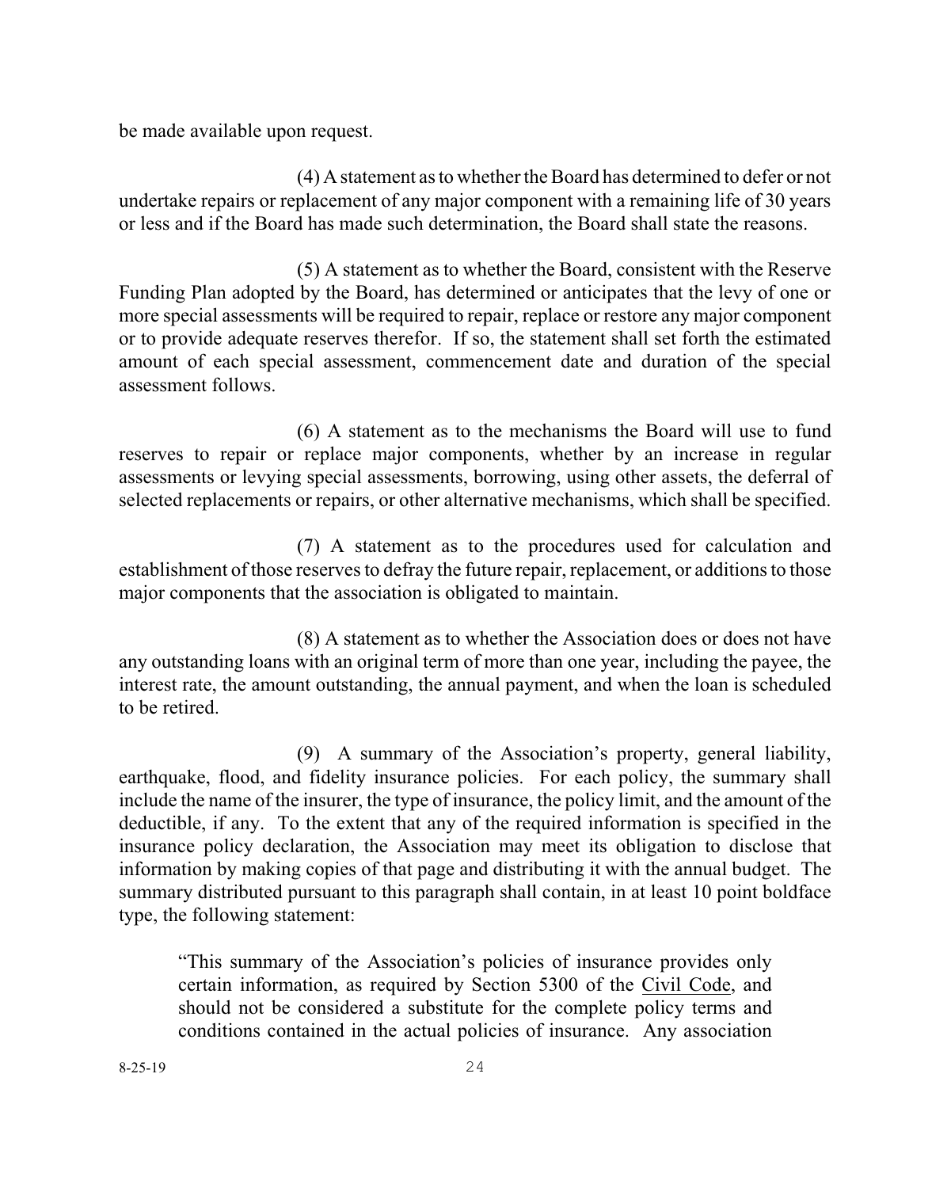be made available upon request.

(4) A statement as to whether the Board has determined to defer or not undertake repairs or replacement of any major component with a remaining life of 30 years or less and if the Board has made such determination, the Board shall state the reasons.

(5) A statement as to whether the Board, consistent with the Reserve Funding Plan adopted by the Board, has determined or anticipates that the levy of one or more special assessments will be required to repair, replace or restore any major component or to provide adequate reserves therefor. If so, the statement shall set forth the estimated amount of each special assessment, commencement date and duration of the special assessment follows.

(6) A statement as to the mechanisms the Board will use to fund reserves to repair or replace major components, whether by an increase in regular assessments or levying special assessments, borrowing, using other assets, the deferral of selected replacements or repairs, or other alternative mechanisms, which shall be specified.

(7) A statement as to the procedures used for calculation and establishment of those reserves to defray the future repair, replacement, or additions to those major components that the association is obligated to maintain.

(8) A statement as to whether the Association does or does not have any outstanding loans with an original term of more than one year, including the payee, the interest rate, the amount outstanding, the annual payment, and when the loan is scheduled to be retired.

(9) A summary of the Association's property, general liability, earthquake, flood, and fidelity insurance policies. For each policy, the summary shall include the name of the insurer, the type of insurance, the policy limit, and the amount of the deductible, if any. To the extent that any of the required information is specified in the insurance policy declaration, the Association may meet its obligation to disclose that information by making copies of that page and distributing it with the annual budget. The summary distributed pursuant to this paragraph shall contain, in at least 10 point boldface type, the following statement:

> "This summary of the Association's policies of insurance provides only certain information, as required by Section 5300 of the Civil Code, and should not be considered a substitute for the complete policy terms and conditions contained in the actual policies of insurance. Any association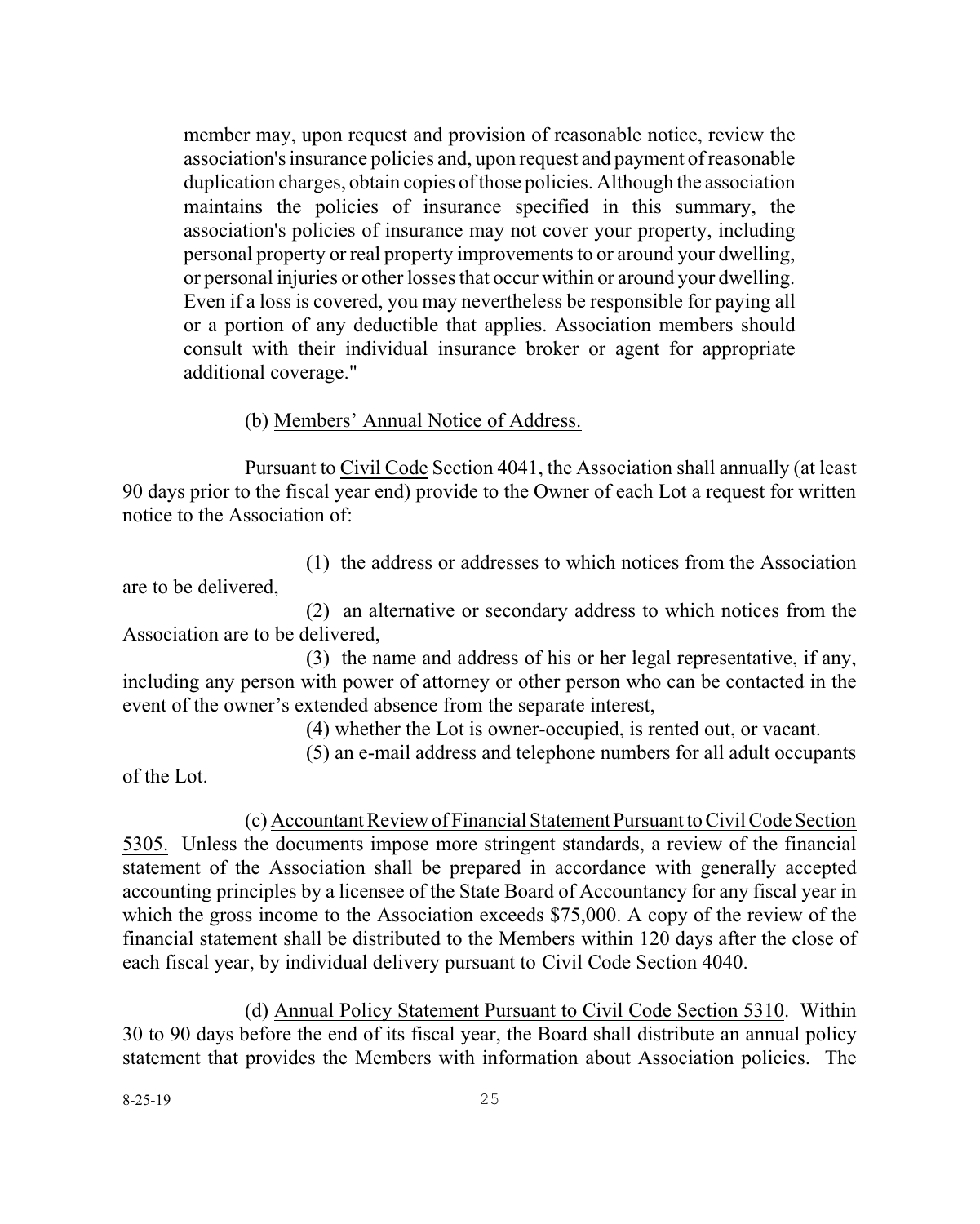member may, upon request and provision of reasonable notice, review the association's insurance policies and, upon request and payment of reasonable duplication charges, obtain copies of those policies. Although the association maintains the policies of insurance specified in this summary, the association's policies of insurance may not cover your property, including personal property or real property improvements to or around your dwelling, or personal injuries or other losses that occur within or around your dwelling. Even if a loss is covered, you may nevertheless be responsible for paying all or a portion of any deductible that applies. Association members should consult with their individual insurance broker or agent for appropriate additional coverage."

(b) <u>Members' Annual Notice of Address.</u>

Pursuant to <u>Civil Code</u> Section 4041, the Association shall annually (at least 90 days prior to the fiscal year end) provide to the Owner of each Lot a request for written notice to the Association of:

(1) the address or addresses to which notices from the Association are to be delivered,

(2) an alternative or secondary address to which notices from the Association are to be delivered,

(3) the name and address of his or her legal representative, if any, including any person with power of attorney or other person who can be contacted in the event of the owner's extended absence from the separate interest,

(4) whether the Lot is owner-occupied, is rented out, or vacant.

(5) an e-mail address and telephone numbers for all adult occupants of the Lot.

(c) <u>Accountant Review of Financial Statement Pursuant to Civil Code Section 5305.</u> Unless the documents impose more stringent standards, a review of the financial statement of the Association shall be prepared in accordance with generally accepted accounting principles by a licensee of the State Board of Accountancy for any fiscal year in which the gross income to the Association exceeds $75,000. A copy of the review of the financial statement shall be distributed to the Members within 120 days after the close of each fiscal year, by individual delivery pursuant to <u>Civil Code</u> Section 4040.

(d) <u>Annual Policy Statement Pursuant to Civil Code Section 5310</u>. Within 30 to 90 days before the end of its fiscal year, the Board shall distribute an annual policy statement that provides the Members with information about Association policies. The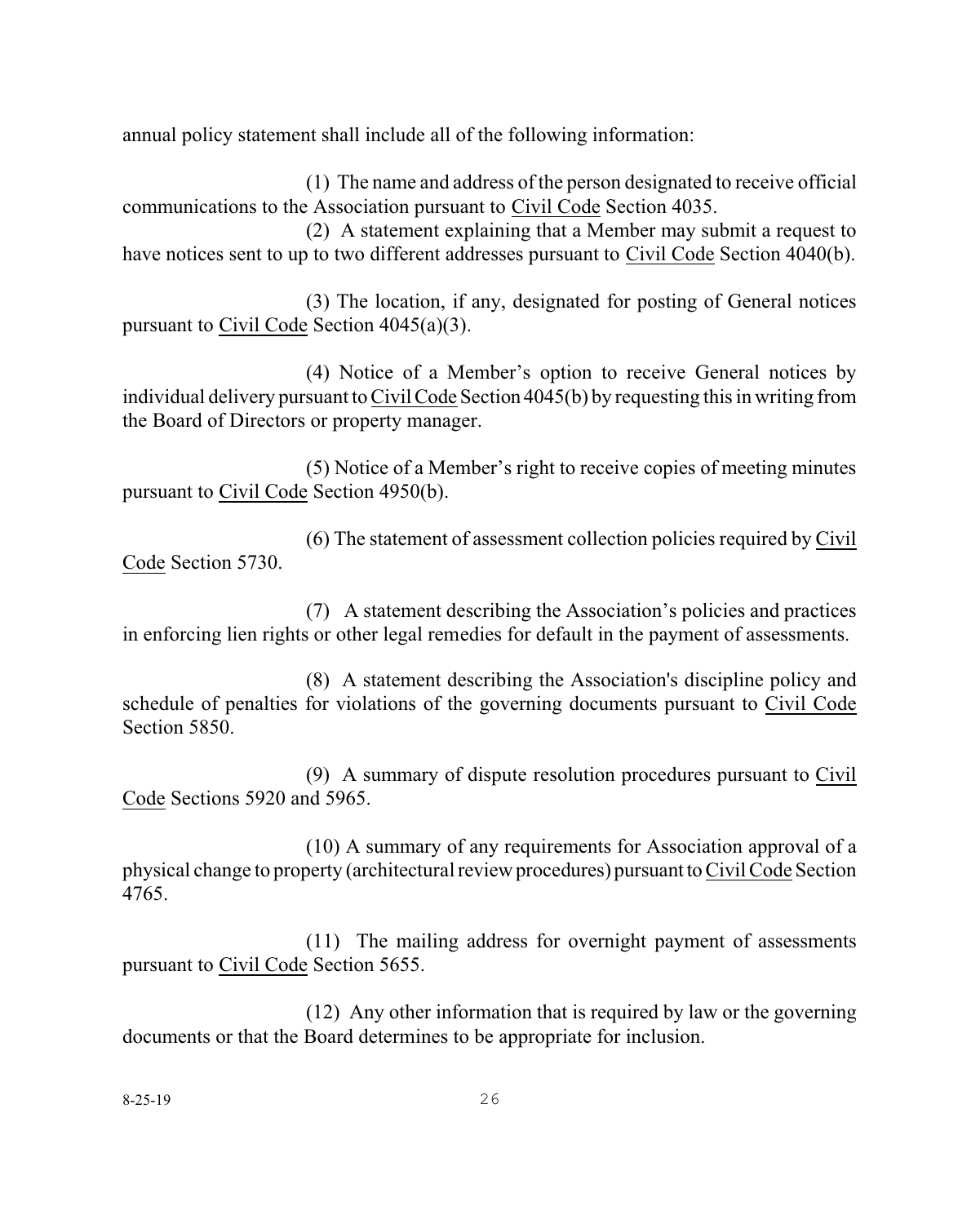annual policy statement shall include all of the following information:

(1) The name and address of the person designated to receive official communications to the Association pursuant to Civil Code Section 4035.

(2) A statement explaining that a Member may submit a request to have notices sent to up to two different addresses pursuant to Civil Code Section 4040(b).

(3) The location, if any, designated for posting of General notices pursuant to Civil Code Section 4045(a)(3).

(4) Notice of a Member's option to receive General notices by individual delivery pursuant to Civil Code Section 4045(b) by requesting this in writing from the Board of Directors or property manager.

(5) Notice of a Member's right to receive copies of meeting minutes pursuant to Civil Code Section 4950(b).

(6) The statement of assessment collection policies required by Civil Code Section 5730.

(7) A statement describing the Association's policies and practices in enforcing lien rights or other legal remedies for default in the payment of assessments.

(8) A statement describing the Association's discipline policy and schedule of penalties for violations of the governing documents pursuant to Civil Code Section 5850.

(9) A summary of dispute resolution procedures pursuant to Civil Code Sections 5920 and 5965.

(10) A summary of any requirements for Association approval of a physical change to property (architectural review procedures) pursuant to Civil Code Section 4765.

(11) The mailing address for overnight payment of assessments pursuant to Civil Code Section 5655.

(12) Any other information that is required by law or the governing documents or that the Board determines to be appropriate for inclusion.

8-25-19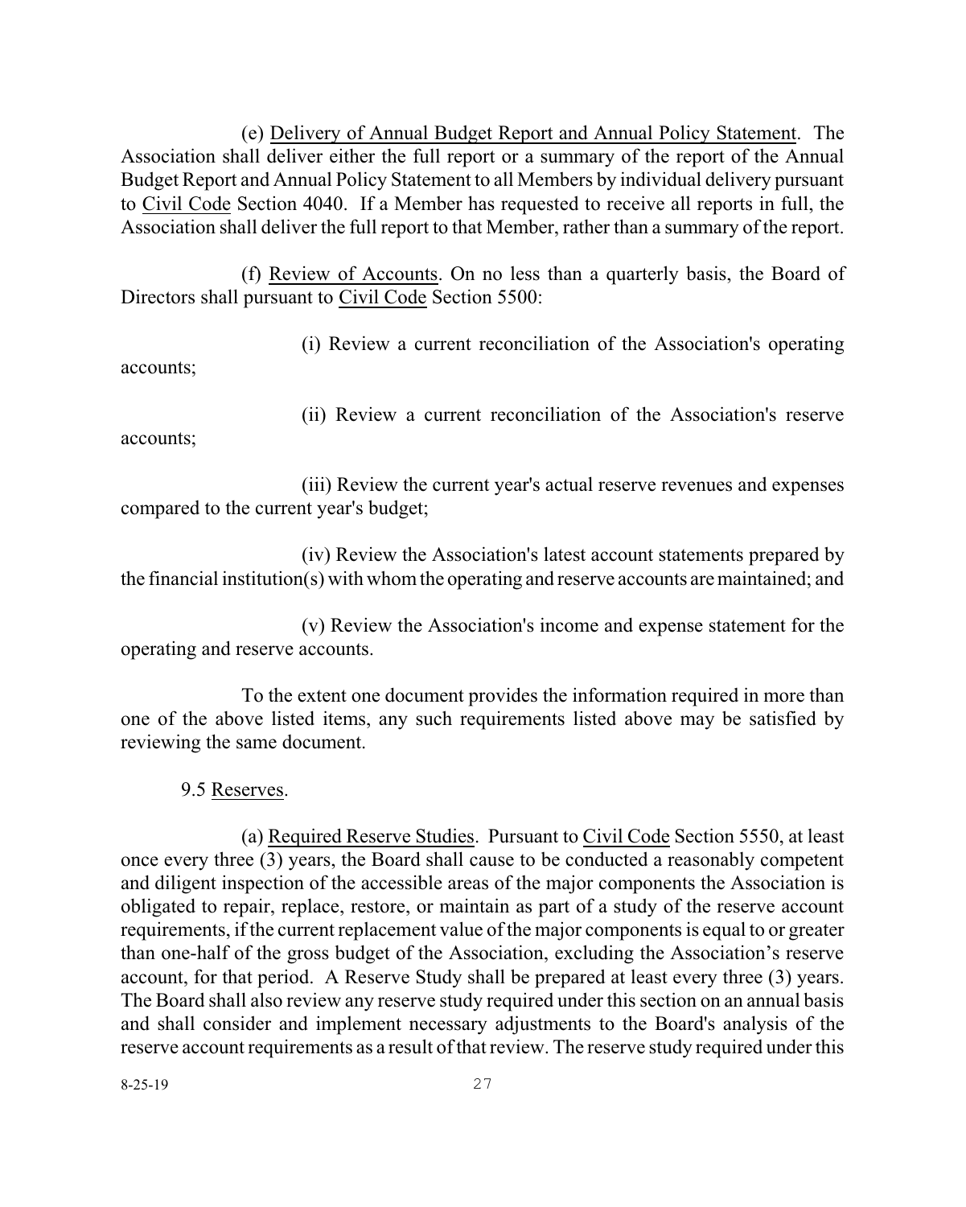(e) Delivery of Annual Budget Report and Annual Policy Statement. The Association shall deliver either the full report or a summary of the report of the Annual Budget Report and Annual Policy Statement to all Members by individual delivery pursuant to Civil Code Section 4040. If a Member has requested to receive all reports in full, the Association shall deliver the full report to that Member, rather than a summary of the report.

(f) Review of Accounts. On no less than a quarterly basis, the Board of Directors shall pursuant to Civil Code Section 5500:

(i) Review a current reconciliation of the Association's operating accounts;

(ii) Review a current reconciliation of the Association's reserve accounts;

(iii) Review the current year's actual reserve revenues and expenses compared to the current year's budget;

(iv) Review the Association's latest account statements prepared by the financial institution(s) with whom the operating and reserve accounts are maintained; and

(v) Review the Association's income and expense statement for the operating and reserve accounts.

To the extent one document provides the information required in more than one of the above listed items, any such requirements listed above may be satisfied by reviewing the same document.

9.5 Reserves.

(a) Required Reserve Studies. Pursuant to Civil Code Section 5550, at least once every three (3) years, the Board shall cause to be conducted a reasonably competent and diligent inspection of the accessible areas of the major components the Association is obligated to repair, replace, restore, or maintain as part of a study of the reserve account requirements, if the current replacement value of the major components is equal to or greater than one-half of the gross budget of the Association, excluding the Association's reserve account, for that period. A Reserve Study shall be prepared at least every three (3) years. The Board shall also review any reserve study required under this section on an annual basis and shall consider and implement necessary adjustments to the Board's analysis of the reserve account requirements as a result of that review. The reserve study required under this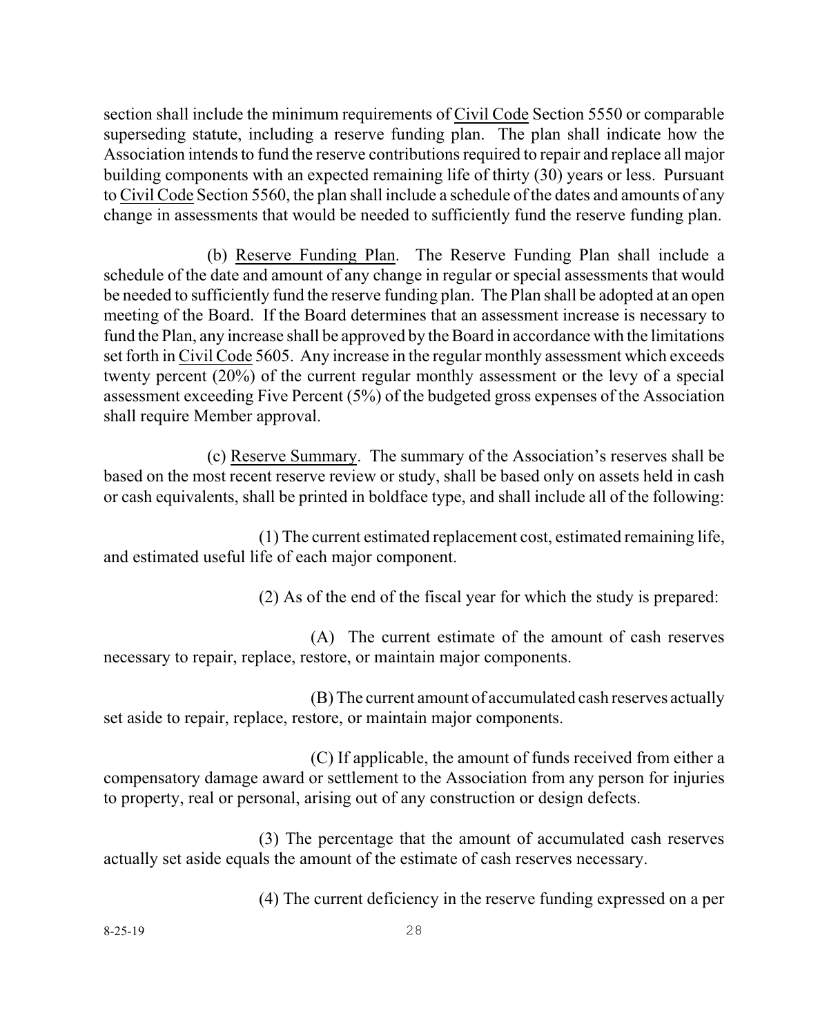section shall include the minimum requirements of Civil Code Section 5550 or comparable superseding statute, including a reserve funding plan. The plan shall indicate how the Association intends to fund the reserve contributions required to repair and replace all major building components with an expected remaining life of thirty (30) years or less. Pursuant to Civil Code Section 5560, the plan shall include a schedule of the dates and amounts of any change in assessments that would be needed to sufficiently fund the reserve funding plan.

(b) Reserve Funding Plan. The Reserve Funding Plan shall include a schedule of the date and amount of any change in regular or special assessments that would be needed to sufficiently fund the reserve funding plan. The Plan shall be adopted at an open meeting of the Board. If the Board determines that an assessment increase is necessary to fund the Plan, any increase shall be approved by the Board in accordance with the limitations set forth in Civil Code 5605. Any increase in the regular monthly assessment which exceeds twenty percent (20%) of the current regular monthly assessment or the levy of a special assessment exceeding Five Percent (5%) of the budgeted gross expenses of the Association shall require Member approval.

(c) Reserve Summary. The summary of the Association's reserves shall be based on the most recent reserve review or study, shall be based only on assets held in cash or cash equivalents, shall be printed in boldface type, and shall include all of the following:

(1) The current estimated replacement cost, estimated remaining life, and estimated useful life of each major component.

(2) As of the end of the fiscal year for which the study is prepared:

(A) The current estimate of the amount of cash reserves necessary to repair, replace, restore, or maintain major components.

(B) The current amount of accumulated cash reserves actually set aside to repair, replace, restore, or maintain major components.

(C) If applicable, the amount of funds received from either a compensatory damage award or settlement to the Association from any person for injuries to property, real or personal, arising out of any construction or design defects.

(3) The percentage that the amount of accumulated cash reserves actually set aside equals the amount of the estimate of cash reserves necessary.

(4) The current deficiency in the reserve funding expressed on a per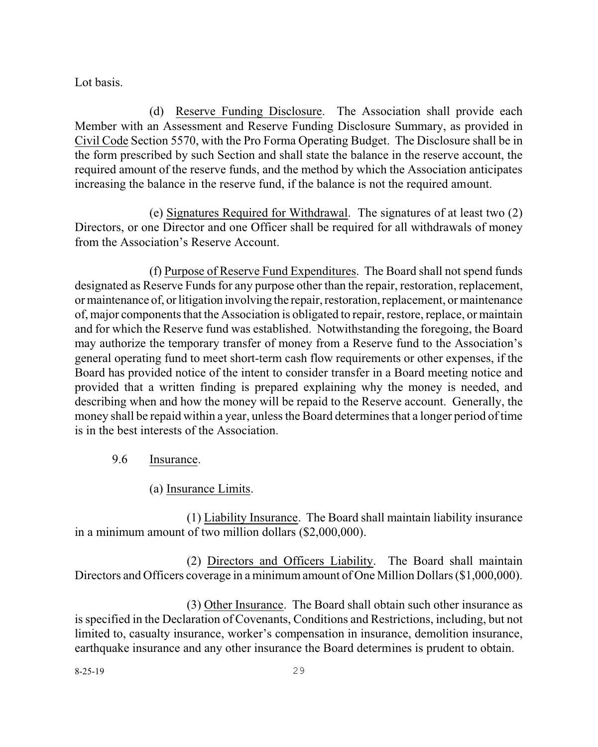Lot basis.

(d) Reserve Funding Disclosure. The Association shall provide each Member with an Assessment and Reserve Funding Disclosure Summary, as provided in Civil Code Section 5570, with the Pro Forma Operating Budget. The Disclosure shall be in the form prescribed by such Section and shall state the balance in the reserve account, the required amount of the reserve funds, and the method by which the Association anticipates increasing the balance in the reserve fund, if the balance is not the required amount.

(e) Signatures Required for Withdrawal. The signatures of at least two (2) Directors, or one Director and one Officer shall be required for all withdrawals of money from the Association's Reserve Account.

(f) Purpose of Reserve Fund Expenditures. The Board shall not spend funds designated as Reserve Funds for any purpose other than the repair, restoration, replacement, or maintenance of, or litigation involving the repair, restoration, replacement, or maintenance of, major components that the Association is obligated to repair, restore, replace, or maintain and for which the Reserve fund was established. Notwithstanding the foregoing, the Board may authorize the temporary transfer of money from a Reserve fund to the Association's general operating fund to meet short-term cash flow requirements or other expenses, if the Board has provided notice of the intent to consider transfer in a Board meeting notice and provided that a written finding is prepared explaining why the money is needed, and describing when and how the money will be repaid to the Reserve account. Generally, the money shall be repaid within a year, unless the Board determines that a longer period of time is in the best interests of the Association.

9.6 Insurance.

(a) Insurance Limits.

(1) Liability Insurance. The Board shall maintain liability insurance in a minimum amount of two million dollars ($2,000,000).

(2) Directors and Officers Liability. The Board shall maintain Directors and Officers coverage in a minimum amount of One Million Dollars ($1,000,000).

(3) Other Insurance. The Board shall obtain such other insurance as is specified in the Declaration of Covenants, Conditions and Restrictions, including, but not limited to, casualty insurance, worker's compensation in insurance, demolition insurance, earthquake insurance and any other insurance the Board determines is prudent to obtain.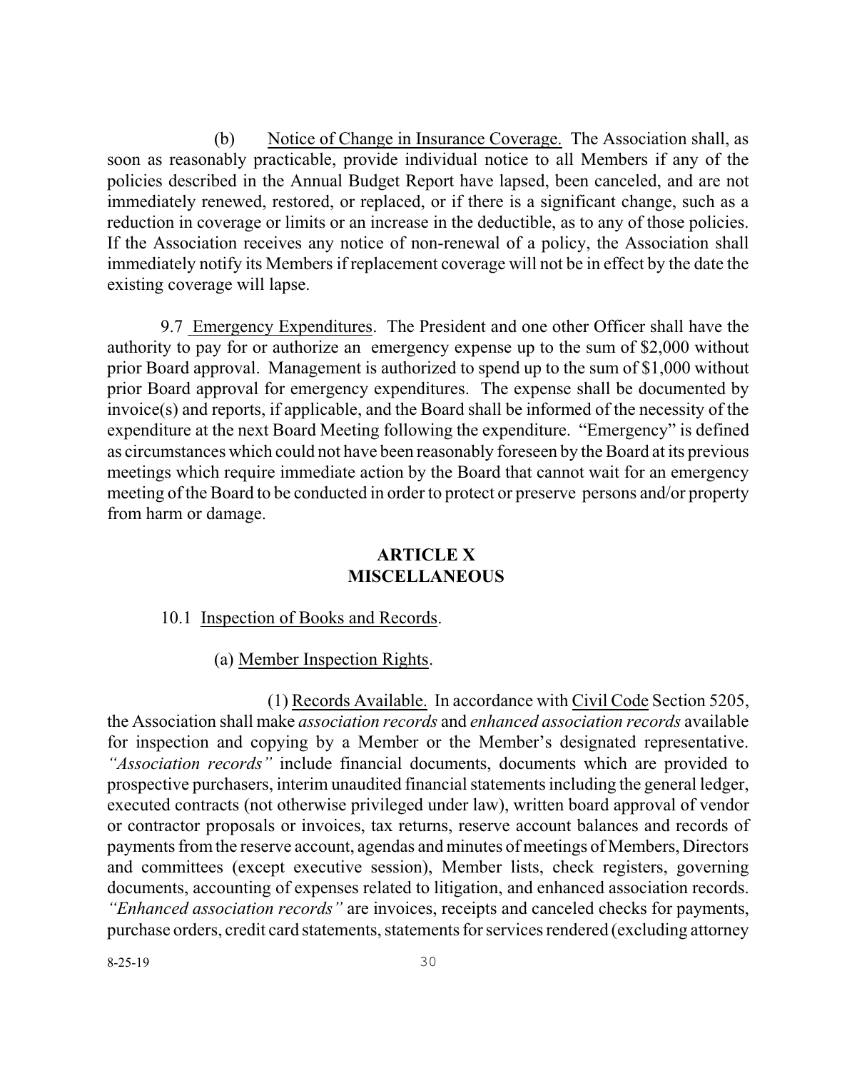(b) Notice of Change in Insurance Coverage. The Association shall, as soon as reasonably practicable, provide individual notice to all Members if any of the policies described in the Annual Budget Report have lapsed, been canceled, and are not immediately renewed, restored, or replaced, or if there is a significant change, such as a reduction in coverage or limits or an increase in the deductible, as to any of those policies. If the Association receives any notice of non-renewal of a policy, the Association shall immediately notify its Members if replacement coverage will not be in effect by the date the existing coverage will lapse.

9.7 Emergency Expenditures. The President and one other Officer shall have the authority to pay for or authorize an emergency expense up to the sum of $2,000 without prior Board approval. Management is authorized to spend up to the sum of $1,000 without prior Board approval for emergency expenditures. The expense shall be documented by invoice(s) and reports, if applicable, and the Board shall be informed of the necessity of the expenditure at the next Board Meeting following the expenditure. "Emergency" is defined as circumstances which could not have been reasonably foreseen by the Board at its previous meetings which require immediate action by the Board that cannot wait for an emergency meeting of the Board to be conducted in order to protect or preserve persons and/or property from harm or damage.

## ARTICLE X
## MISCELLANEOUS

10.1 Inspection of Books and Records.

(a) Member Inspection Rights.

(1) Records Available. In accordance with Civil Code Section 5205, the Association shall make *association records* and *enhanced association records* available for inspection and copying by a Member or the Member's designated representative. *"Association records"* include financial documents, documents which are provided to prospective purchasers, interim unaudited financial statements including the general ledger, executed contracts (not otherwise privileged under law), written board approval of vendor or contractor proposals or invoices, tax returns, reserve account balances and records of payments from the reserve account, agendas and minutes of meetings of Members, Directors and committees (except executive session), Member lists, check registers, governing documents, accounting of expenses related to litigation, and enhanced association records. *"Enhanced association records"* are invoices, receipts and canceled checks for payments, purchase orders, credit card statements, statements for services rendered (excluding attorney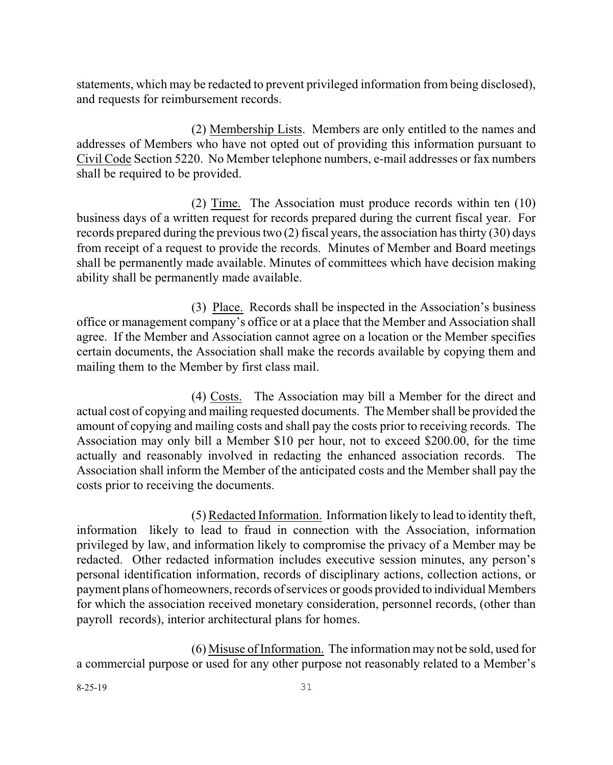statements, which may be redacted to prevent privileged information from being disclosed), and requests for reimbursement records.

(2) Membership Lists. Members are only entitled to the names and addresses of Members who have not opted out of providing this information pursuant to Civil Code Section 5220. No Member telephone numbers, e-mail addresses or fax numbers shall be required to be provided.

(2) Time. The Association must produce records within ten (10) business days of a written request for records prepared during the current fiscal year. For records prepared during the previous two (2) fiscal years, the association has thirty (30) days from receipt of a request to provide the records. Minutes of Member and Board meetings shall be permanently made available. Minutes of committees which have decision making ability shall be permanently made available.

(3) Place. Records shall be inspected in the Association's business office or management company's office or at a place that the Member and Association shall agree. If the Member and Association cannot agree on a location or the Member specifies certain documents, the Association shall make the records available by copying them and mailing them to the Member by first class mail.

(4) Costs. The Association may bill a Member for the direct and actual cost of copying and mailing requested documents. The Member shall be provided the amount of copying and mailing costs and shall pay the costs prior to receiving records. The Association may only bill a Member $10 per hour, not to exceed $200.00, for the time actually and reasonably involved in redacting the enhanced association records. The Association shall inform the Member of the anticipated costs and the Member shall pay the costs prior to receiving the documents.

(5) Redacted Information. Information likely to lead to identity theft, information likely to lead to fraud in connection with the Association, information privileged by law, and information likely to compromise the privacy of a Member may be redacted. Other redacted information includes executive session minutes, any person's personal identification information, records of disciplinary actions, collection actions, or payment plans of homeowners, records of services or goods provided to individual Members for which the association received monetary consideration, personnel records, (other than payroll records), interior architectural plans for homes.

(6) Misuse of Information. The information may not be sold, used for a commercial purpose or used for any other purpose not reasonably related to a Member's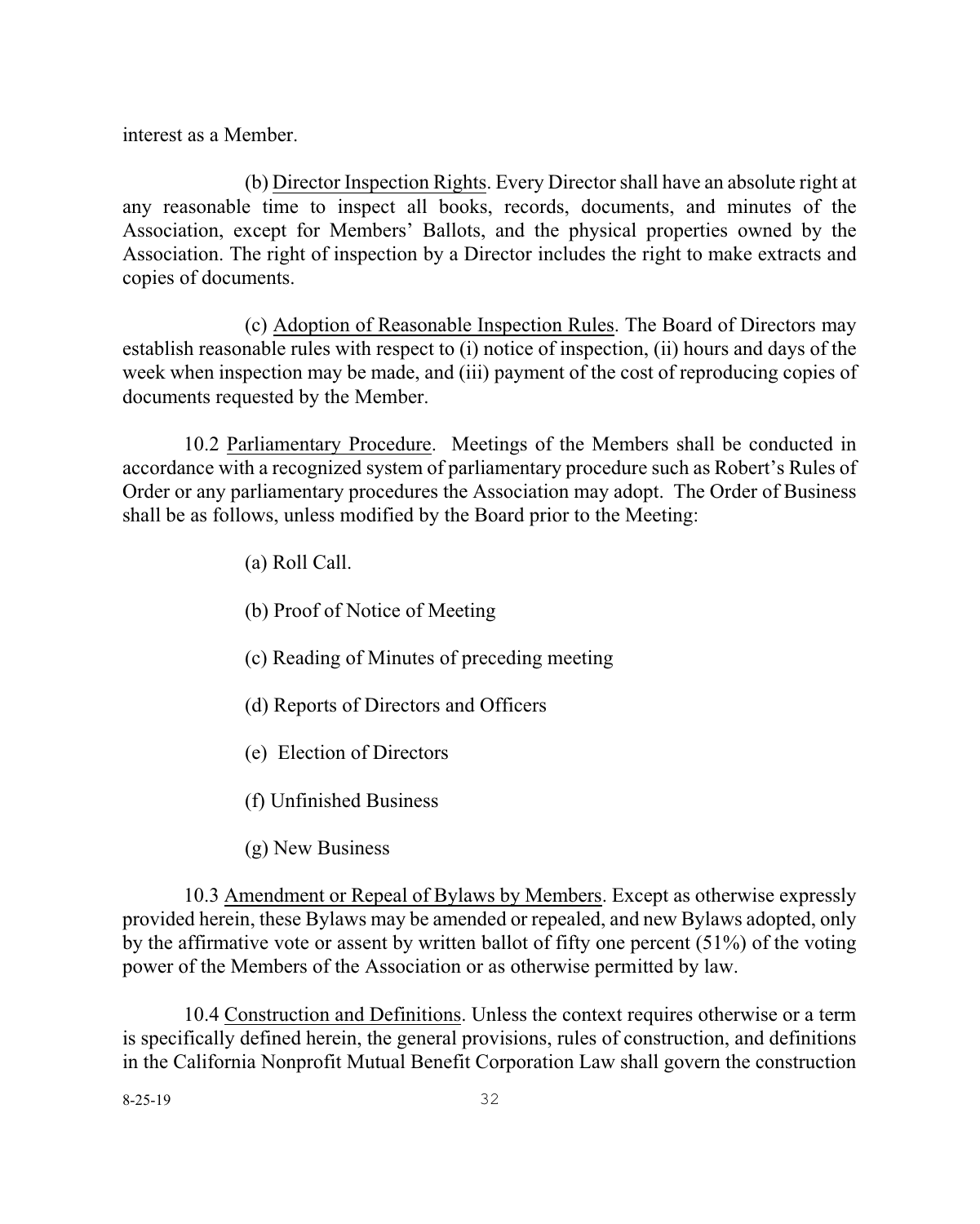interest as a Member.

(b) Director Inspection Rights. Every Director shall have an absolute right at any reasonable time to inspect all books, records, documents, and minutes of the Association, except for Members' Ballots, and the physical properties owned by the Association. The right of inspection by a Director includes the right to make extracts and copies of documents.

(c) Adoption of Reasonable Inspection Rules. The Board of Directors may establish reasonable rules with respect to (i) notice of inspection, (ii) hours and days of the week when inspection may be made, and (iii) payment of the cost of reproducing copies of documents requested by the Member.

10.2 Parliamentary Procedure. Meetings of the Members shall be conducted in accordance with a recognized system of parliamentary procedure such as Robert's Rules of Order or any parliamentary procedures the Association may adopt. The Order of Business shall be as follows, unless modified by the Board prior to the Meeting:

(a) Roll Call.

(b) Proof of Notice of Meeting

(c) Reading of Minutes of preceding meeting

(d) Reports of Directors and Officers

(e) Election of Directors

(f) Unfinished Business

(g) New Business

10.3 Amendment or Repeal of Bylaws by Members. Except as otherwise expressly provided herein, these Bylaws may be amended or repealed, and new Bylaws adopted, only by the affirmative vote or assent by written ballot of fifty one percent (51%) of the voting power of the Members of the Association or as otherwise permitted by law.

10.4 Construction and Definitions. Unless the context requires otherwise or a term is specifically defined herein, the general provisions, rules of construction, and definitions in the California Nonprofit Mutual Benefit Corporation Law shall govern the construction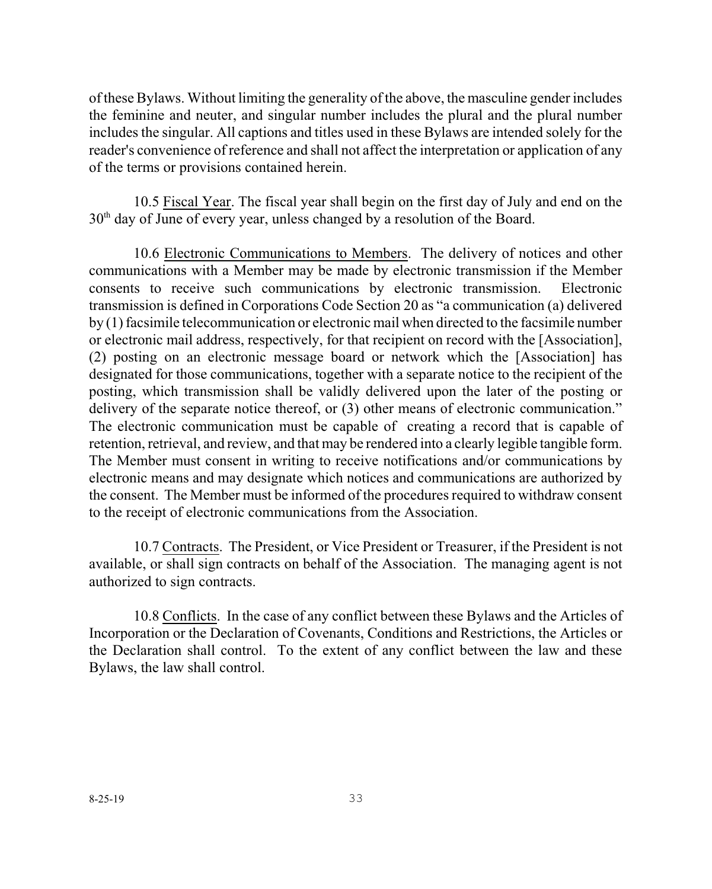of these Bylaws. Without limiting the generality of the above, the masculine gender includes the feminine and neuter, and singular number includes the plural and the plural number includes the singular. All captions and titles used in these Bylaws are intended solely for the reader's convenience of reference and shall not affect the interpretation or application of any of the terms or provisions contained herein.

10.5 Fiscal Year. The fiscal year shall begin on the first day of July and end on the 30th day of June of every year, unless changed by a resolution of the Board.

10.6 Electronic Communications to Members. The delivery of notices and other communications with a Member may be made by electronic transmission if the Member consents to receive such communications by electronic transmission. Electronic transmission is defined in Corporations Code Section 20 as "a communication (a) delivered by (1) facsimile telecommunication or electronic mail when directed to the facsimile number or electronic mail address, respectively, for that recipient on record with the [Association], (2) posting on an electronic message board or network which the [Association] has designated for those communications, together with a separate notice to the recipient of the posting, which transmission shall be validly delivered upon the later of the posting or delivery of the separate notice thereof, or (3) other means of electronic communication." The electronic communication must be capable of creating a record that is capable of retention, retrieval, and review, and that may be rendered into a clearly legible tangible form. The Member must consent in writing to receive notifications and/or communications by electronic means and may designate which notices and communications are authorized by the consent. The Member must be informed of the procedures required to withdraw consent to the receipt of electronic communications from the Association.

10.7 Contracts. The President, or Vice President or Treasurer, if the President is not available, or shall sign contracts on behalf of the Association. The managing agent is not authorized to sign contracts.

10.8 Conflicts. In the case of any conflict between these Bylaws and the Articles of Incorporation or the Declaration of Covenants, Conditions and Restrictions, the Articles or the Declaration shall control. To the extent of any conflict between the law and these Bylaws, the law shall control.

8-25-19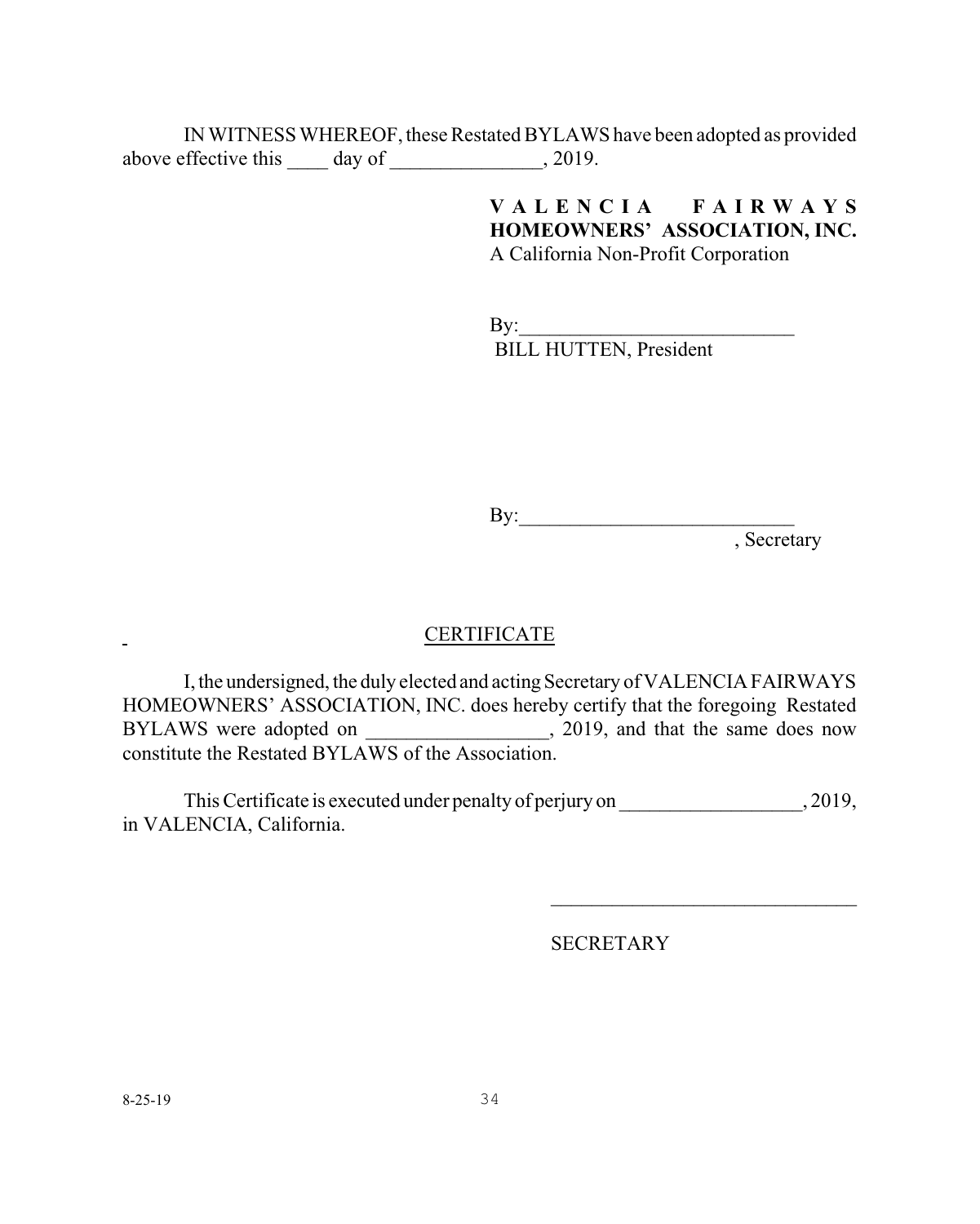IN WITNESS WHEREOF, these Restated BYLAWS have been adopted as provided above effective this ____ day of _______________, 2019.

**VALENCIA FAIRWAYS HOMEOWNERS' ASSOCIATION, INC.**
A California Non-Profit Corporation

By:___________________________
BILL HUTTEN, President

By:___________________________
, Secretary

CERTIFICATE

I, the undersigned, the duly elected and acting Secretary of VALENCIA FAIRWAYS HOMEOWNERS' ASSOCIATION, INC. does hereby certify that the foregoing Restated BYLAWS were adopted on __________________, 2019, and that the same does now constitute the Restated BYLAWS of the Association.

This Certificate is executed under penalty of perjury on __________________, 2019, in VALENCIA, California.

______________________________
SECRETARY

8-25-19